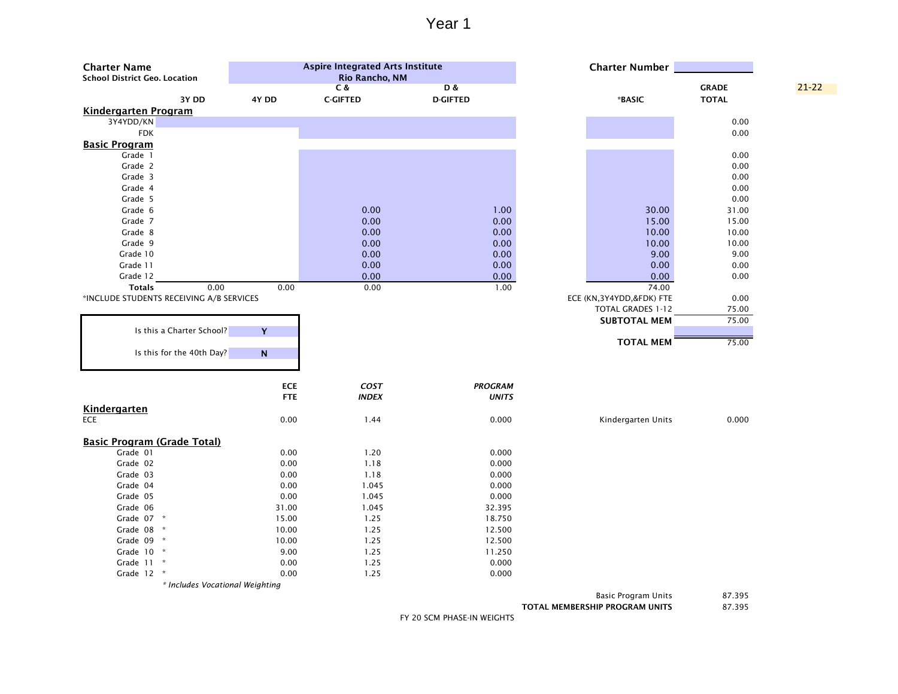# Year 1

**Charter Name** Aspire Integrated Arts Institute
**School District Geo. Location** Rio Rancho, NM

**Charter Number**

21-22

| | 3Y DD | 4Y DD | C & C-GIFTED | D & D-GIFTED | *BASIC | GRADE TOTAL |
|---|---|---|---|---|---|---|
| **Kindergarten Program** | | | | | | |
| 3Y4YDD/KN | | | | | | 0.00 |
| FDK | | | | | | 0.00 |
| **Basic Program** | | | | | | |
| Grade 1 | | | | | | 0.00 |
| Grade 2 | | | | | | 0.00 |
| Grade 3 | | | | | | 0.00 |
| Grade 4 | | | | | | 0.00 |
| Grade 5 | | | | | | 0.00 |
| Grade 6 | | | 0.00 | 1.00 | 30.00 | 31.00 |
| Grade 7 | | | 0.00 | 0.00 | 15.00 | 15.00 |
| Grade 8 | | | 0.00 | 0.00 | 10.00 | 10.00 |
| Grade 9 | | | 0.00 | 0.00 | 10.00 | 10.00 |
| Grade 10 | | | 0.00 | 0.00 | 9.00 | 9.00 |
| Grade 11 | | | 0.00 | 0.00 | 0.00 | 0.00 |
| Grade 12 | | | 0.00 | 0.00 | 0.00 | 0.00 |
| **Totals** | 0.00 | 0.00 | 0.00 | 1.00 | 74.00 | |

*INCLUDE STUDENTS RECEIVING A/B SERVICES

| | |
|---|---|
| ECE (KN,3Y4YDD,&FDK) FTE | 0.00 |
| TOTAL GRADES 1-12 | 75.00 |
| **SUBTOTAL MEM** | 75.00 |
| **TOTAL MEM** | 75.00 |

| | |
|---|---|
| Is this a Charter School? | Y |
| Is this for the 40th Day? | N |

| | ECE FTE | *COST INDEX* | *PROGRAM UNITS* |
|---|---|---|---|
| **Kindergarten** | | | |
| ECE | 0.00 | 1.44 | 0.000 |
| **Basic Program (Grade Total)** | | | |
| Grade 01 | 0.00 | 1.20 | 0.000 |
| Grade 02 | 0.00 | 1.18 | 0.000 |
| Grade 03 | 0.00 | 1.18 | 0.000 |
| Grade 04 | 0.00 | 1.045 | 0.000 |
| Grade 05 | 0.00 | 1.045 | 0.000 |
| Grade 06 | 31.00 | 1.045 | 32.395 |
| Grade 07 * | 15.00 | 1.25 | 18.750 |
| Grade 08 * | 10.00 | 1.25 | 12.500 |
| Grade 09 * | 10.00 | 1.25 | 12.500 |
| Grade 10 * | 9.00 | 1.25 | 11.250 |
| Grade 11 * | 0.00 | 1.25 | 0.000 |
| Grade 12 * | 0.00 | 1.25 | 0.000 |

*\* Includes Vocational Weighting*

| | |
|---|---|
| Kindergarten Units | 0.000 |
| Basic Program Units | 87.395 |
| **TOTAL MEMBERSHIP PROGRAM UNITS** | 87.395 |

FY 20 SCM PHASE-IN WEIGHTS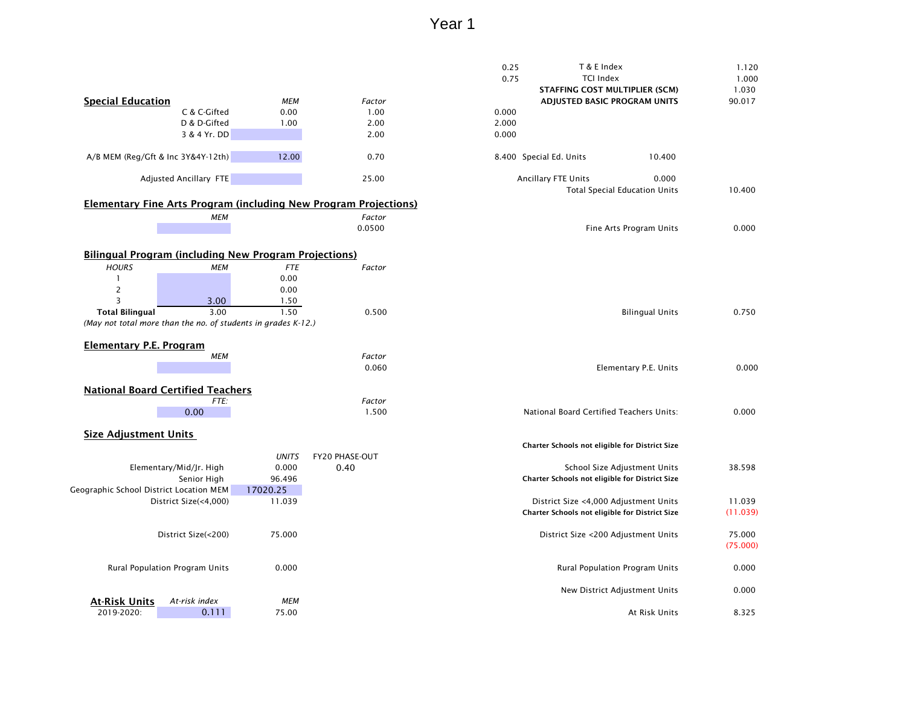# Year 1

| | | |
|---|---|---|
| 0.25 | T & E Index | 1.120 |
| 0.75 | TCI Index | 1.000 |
| | **STAFFING COST MULTIPLIER (SCM)** | 1.030 |
| | **ADJUSTED BASIC PROGRAM UNITS** | 90.017 |

## Special Education

| | MEM | Factor | | | |
|---|---|---|---|---|---|
| C & C-Gifted | 0.00 | 1.00 | 0.000 | | |
| D & D-Gifted | 1.00 | 2.00 | 2.000 | | |
| 3 & 4 Yr. DD | | 2.00 | 0.000 | | |
| A/B MEM (Reg/Gft & Inc 3Y&4Y-12th) | 12.00 | 0.70 | 8.400 | Special Ed. Units | 10.400 |
| Adjusted Ancillary FTE | | 25.00 | | Ancillary FTE Units | 0.000 |

Total Special Education Units 10.400

## Elementary Fine Arts Program (including New Program Projections)

| MEM | Factor | | |
|---|---|---|---|
| | 0.0500 | Fine Arts Program Units | 0.000 |

## Bilingual Program (including New Program Projections)

| HOURS | MEM | FTE | Factor | | |
|---|---|---|---|---|---|
| 1 | | 0.00 | | | |
| 2 | | 0.00 | | | |
| 3 | 3.00 | 1.50 | | | |
| **Total Bilingual** | 3.00 | 1.50 | 0.500 | Bilingual Units | 0.750 |

*(May not total more than the no. of students in grades K-12.)*

## Elementary P.E. Program

| MEM | Factor | | |
|---|---|---|---|
| | 0.060 | Elementary P.E. Units | 0.000 |

## National Board Certified Teachers

| FTE: | Factor | | |
|---|---|---|---|
| 0.00 | 1.500 | National Board Certified Teachers Units: | 0.000 |

## Size Adjustment Units

**Charter Schools not eligible for District Size**

| | UNITS | FY20 PHASE-OUT | | |
|---|---|---|---|---|
| Elementary/Mid/Jr. High | 0.000 | 0.40 | School Size Adjustment Units | 38.598 |
| Senior High | 96.496 | | **Charter Schools not eligible for District Size** | |
| Geographic School District Location MEM | 17020.25 | | | |
| District Size(<4,000) | 11.039 | | District Size <4,000 Adjustment Units | 11.039 |
| | | | **Charter Schools not eligible for District Size** | (11.039) |
| District Size(<200) | 75.000 | | District Size <200 Adjustment Units | 75.000 |
| | | | | (75.000) |
| Rural Population Program Units | 0.000 | | Rural Population Program Units | 0.000 |
| | | | New District Adjustment Units | 0.000 |

## At-Risk Units

| | At-risk index | MEM | | |
|---|---|---|---|---|
| 2019-2020: | 0.111 | 75.00 | At Risk Units | 8.325 |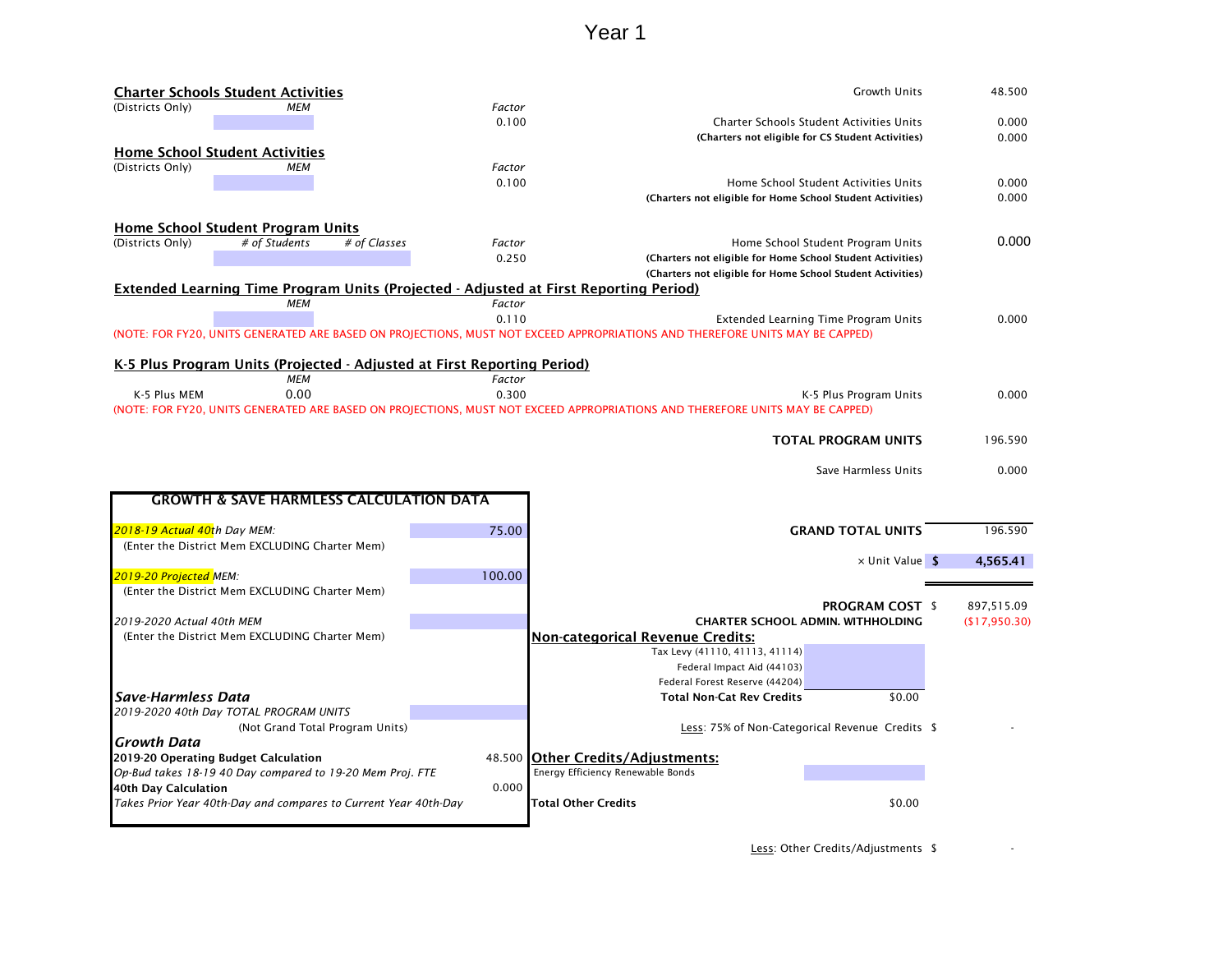# Year 1

## Charter Schools Student Activities

(Districts Only) *MEM* *Factor*

0.100

Growth Units 48.500

Charter Schools Student Activities Units 0.000

**(Charters not eligible for CS Student Activities)** 0.000

## Home School Student Activities

(Districts Only) *MEM* *Factor*

0.100

Home School Student Activities Units 0.000

**(Charters not eligible for Home School Student Activities)** 0.000

## Home School Student Program Units

(Districts Only) *# of Students* *# of Classes* *Factor*

0.250

Home School Student Program Units 0.000

**(Charters not eligible for Home School Student Activities)**

**(Charters not eligible for Home School Student Activities)**

## Extended Learning Time Program Units (Projected - Adjusted at First Reporting Period)

*MEM* *Factor*

0.110

Extended Learning Time Program Units 0.000

(NOTE: FOR FY20, UNITS GENERATED ARE BASED ON PROJECTIONS, MUST NOT EXCEED APPROPRIATIONS AND THEREFORE UNITS MAY BE CAPPED)

## K-5 Plus Program Units (Projected - Adjusted at First Reporting Period)

*MEM* *Factor*

K-5 Plus MEM 0.00 0.300

K-5 Plus Program Units 0.000

(NOTE: FOR FY20, UNITS GENERATED ARE BASED ON PROJECTIONS, MUST NOT EXCEED APPROPRIATIONS AND THEREFORE UNITS MAY BE CAPPED)

**TOTAL PROGRAM UNITS** 196.590

Save Harmless Units 0.000

## GROWTH & SAVE HARMLESS CALCULATION DATA

*2018-19 Actual 40th Day MEM:* 75.00

(Enter the District Mem EXCLUDING Charter Mem)

*2019-20 Projected MEM:* 100.00

(Enter the District Mem EXCLUDING Charter Mem)

*2019-2020 Actual 40th MEM*

(Enter the District Mem EXCLUDING Charter Mem)

### *Save-Harmless Data*

*2019-2020 40th Day TOTAL PROGRAM UNITS*

(Not Grand Total Program Units)

### *Growth Data*

**2019-20 Operating Budget Calculation** 48.500

*Op-Bud takes 18-19 40 Day compared to 19-20 Mem Proj. FTE*

**40th Day Calculation** 0.000

*Takes Prior Year 40th-Day and compares to Current Year 40th-Day*

---

**GRAND TOTAL UNITS** 196.590

× Unit Value **$ 4,565.41**

**PROGRAM COST** $ 897,515.09

**CHARTER SCHOOL ADMIN. WITHHOLDING** ($17,950.30)

## Non-categorical Revenue Credits:

Tax Levy (41110, 41113, 41114)

Federal Impact Aid (44103)

Federal Forest Reserve (44204)

**Total Non-Cat Rev Credits** $0.00

Less: 75% of Non-Categorical Revenue Credits $ -

## Other Credits/Adjustments:

Energy Efficiency Renewable Bonds

**Total Other Credits** $0.00

Less: Other Credits/Adjustments $ -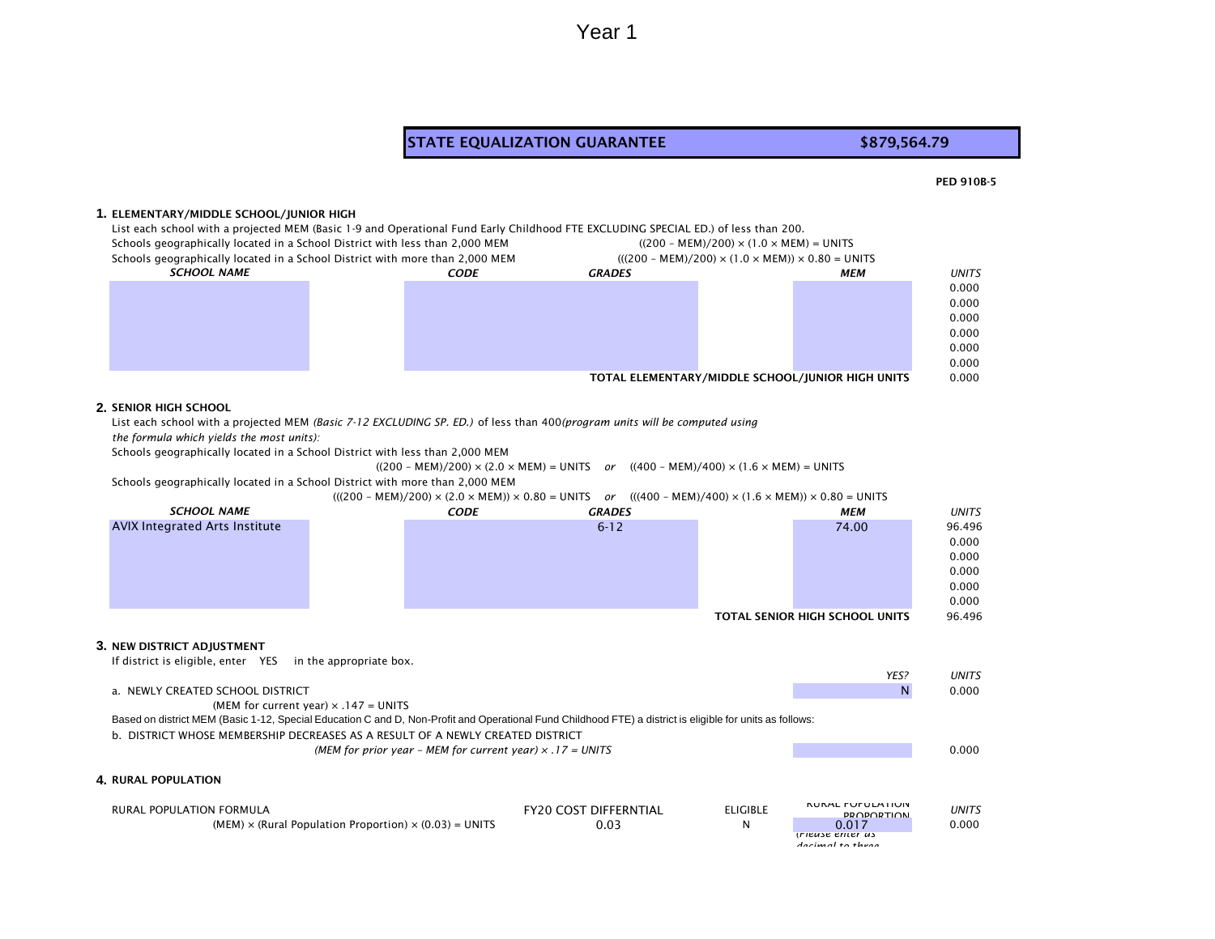# Year 1

| STATE EQUALIZATION GUARANTEE | $879,564.79 |
|---|---|

**PED 910B-5**

## 1. ELEMENTARY/MIDDLE SCHOOL/JUNIOR HIGH

List each school with a projected MEM (Basic 1-9 and Operational Fund Early Childhood FTE EXCLUDING SPECIAL ED.) of less than 200.

Schools geographically located in a School District with less than 2,000 MEM $((200 - MEM)/200) \times (1.0 \times MEM) = UNITS$

Schools geographically located in a School District with more than 2,000 MEM $(((200 - MEM)/200) \times (1.0 \times MEM)) \times 0.80 = UNITS$

| *SCHOOL NAME* | *CODE* | *GRADES* | *MEM* | *UNITS* |
|---|---|---|---|---|
| | | | | 0.000 |
| | | | | 0.000 |
| | | | | 0.000 |
| | | | | 0.000 |
| | | | | 0.000 |
| | | | | 0.000 |
| | | | **TOTAL ELEMENTARY/MIDDLE SCHOOL/JUNIOR HIGH UNITS** | 0.000 |

## 2. SENIOR HIGH SCHOOL

List each school with a projected MEM *(Basic 7-12 EXCLUDING SP. ED.)* of less than 400*(program units will be computed using the formula which yields the most units):*

Schools geographically located in a School District with less than 2,000 MEM

$((200 - MEM)/200) \times (2.0 \times MEM) = UNITS$ *or* $((400 - MEM)/400) \times (1.6 \times MEM) = UNITS$

Schools geographically located in a School District with more than 2,000 MEM

$(((200 - MEM)/200) \times (2.0 \times MEM)) \times 0.80 = UNITS$ *or* $(((400 - MEM)/400) \times (1.6 \times MEM)) \times 0.80 = UNITS$

| *SCHOOL NAME* | *CODE* | *GRADES* | *MEM* | *UNITS* |
|---|---|---|---|---|
| AVIX Integrated Arts Institute | | 6-12 | 74.00 | 96.496 |
| | | | | 0.000 |
| | | | | 0.000 |
| | | | | 0.000 |
| | | | | 0.000 |
| | | | | 0.000 |
| | | | **TOTAL SENIOR HIGH SCHOOL UNITS** | 96.496 |

## 3. NEW DISTRICT ADJUSTMENT

If district is eligible, enter YES in the appropriate box.

| | *YES?* | *UNITS* |
|---|---|---|
| a. NEWLY CREATED SCHOOL DISTRICT<br>(MEM for current year) × .147 = UNITS | N | 0.000 |

Based on district MEM (Basic 1-12, Special Education C and D, Non-Profit and Operational Fund Childhood FTE) a district is eligible for units as follows:

| | | |
|---|---|---|
| b. DISTRICT WHOSE MEMBERSHIP DECREASES AS A RESULT OF A NEWLY CREATED DISTRICT<br>*(MEM for prior year - MEM for current year) × .17 = UNITS* | | 0.000 |

## 4. RURAL POPULATION

| RURAL POPULATION FORMULA | FY20 COST DIFFERNTIAL | ELIGIBLE | RURAL POPULATION PROPORTION *(Please enter as decimal to three* | *UNITS* |
|---|---|---|---|---|
| (MEM) × (Rural Population Proportion) × (0.03) = UNITS | 0.03 | N | 0.017 | 0.000 |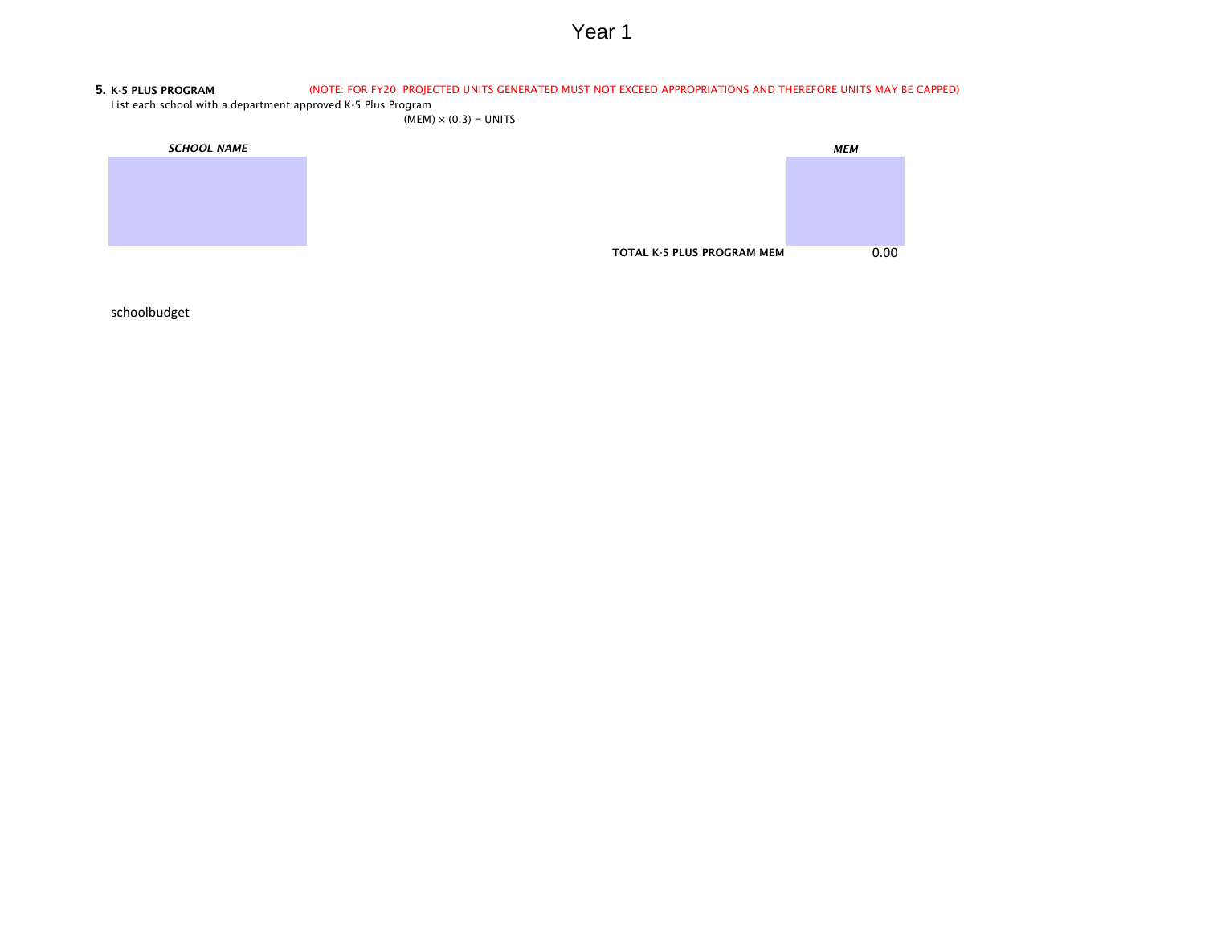# Year 1

**5. K-5 PLUS PROGRAM** (NOTE: FOR FY20, PROJECTED UNITS GENERATED MUST NOT EXCEED APPROPRIATIONS AND THEREFORE UNITS MAY BE CAPPED)

List each school with a department approved K-5 Plus Program

$(MEM) \times (0.3) = UNITS$

| *SCHOOL NAME* | | *MEM* |
|---|---|---|
| | | |
| | **TOTAL K-5 PLUS PROGRAM MEM** | 0.00 |

schoolbudget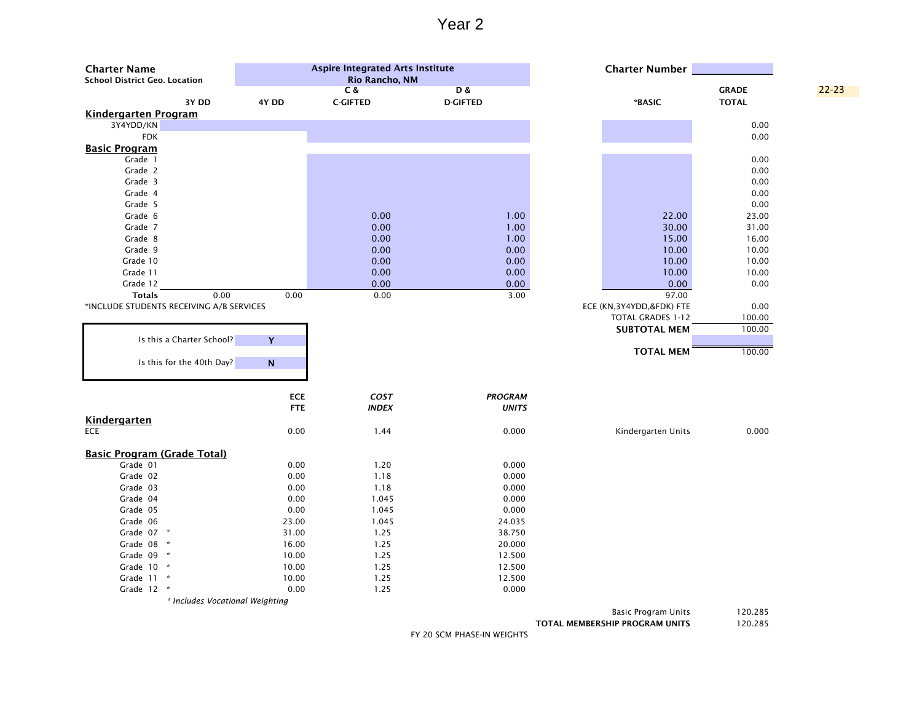# Year 2

**Charter Name** Aspire Integrated Arts Institute

**School District Geo. Location** Rio Rancho, NM

**Charter Number**

22-23

| | 3Y DD | 4Y DD | C & C-GIFTED | D & D-GIFTED | *BASIC | GRADE TOTAL |
|---|---|---|---|---|---|---|
| **Kindergarten Program** | | | | | | |
| 3Y4YDD/KN | | | | | | 0.00 |
| FDK | | | | | | 0.00 |
| **Basic Program** | | | | | | |
| Grade 1 | | | | | | 0.00 |
| Grade 2 | | | | | | 0.00 |
| Grade 3 | | | | | | 0.00 |
| Grade 4 | | | | | | 0.00 |
| Grade 5 | | | | | | 0.00 |
| Grade 6 | | | 0.00 | 1.00 | 22.00 | 23.00 |
| Grade 7 | | | 0.00 | 1.00 | 30.00 | 31.00 |
| Grade 8 | | | 0.00 | 1.00 | 15.00 | 16.00 |
| Grade 9 | | | 0.00 | 0.00 | 10.00 | 10.00 |
| Grade 10 | | | 0.00 | 0.00 | 10.00 | 10.00 |
| Grade 11 | | | 0.00 | 0.00 | 10.00 | 10.00 |
| Grade 12 | | | 0.00 | 0.00 | 0.00 | 0.00 |
| **Totals** | 0.00 | 0.00 | 0.00 | 3.00 | 97.00 | |

*INCLUDE STUDENTS RECEIVING A/B SERVICES

| | |
|---|---|
| ECE (KN,3Y4YDD,&FDK) FTE | 0.00 |
| TOTAL GRADES 1-12 | 100.00 |
| **SUBTOTAL MEM** | 100.00 |
| **TOTAL MEM** | 100.00 |

Is this a Charter School? **Y**

Is this for the 40th Day? **N**

| | ECE FTE | *COST INDEX* | *PROGRAM UNITS* |
|---|---|---|---|
| **Kindergarten** | | | |
| ECE | 0.00 | 1.44 | 0.000 |
| **Basic Program (Grade Total)** | | | |
| Grade 01 | 0.00 | 1.20 | 0.000 |
| Grade 02 | 0.00 | 1.18 | 0.000 |
| Grade 03 | 0.00 | 1.18 | 0.000 |
| Grade 04 | 0.00 | 1.045 | 0.000 |
| Grade 05 | 0.00 | 1.045 | 0.000 |
| Grade 06 | 23.00 | 1.045 | 24.035 |
| Grade 07 * | 31.00 | 1.25 | 38.750 |
| Grade 08 * | 16.00 | 1.25 | 20.000 |
| Grade 09 * | 10.00 | 1.25 | 12.500 |
| Grade 10 * | 10.00 | 1.25 | 12.500 |
| Grade 11 * | 10.00 | 1.25 | 12.500 |
| Grade 12 * | 0.00 | 1.25 | 0.000 |

*\* Includes Vocational Weighting*

| | |
|---|---|
| Kindergarten Units | 0.000 |
| Basic Program Units | 120.285 |
| **TOTAL MEMBERSHIP PROGRAM UNITS** | 120.285 |

FY 20 SCM PHASE-IN WEIGHTS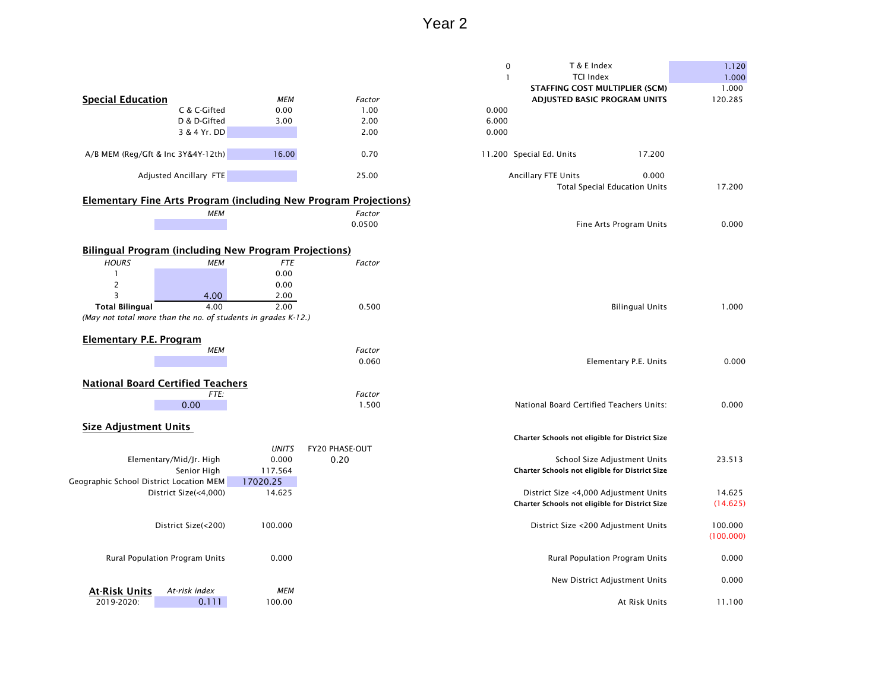# Year 2

| | | |
|---|---|---|
| 0 | T & E Index | 1.120 |
| 1 | TCI Index | 1.000 |
| | **STAFFING COST MULTIPLIER (SCM)** | 1.000 |
| | **ADJUSTED BASIC PROGRAM UNITS** | 120.285 |

## Special Education

| | MEM | Factor | | | | |
|---|---|---|---|---|---|---|
| C & C-Gifted | 0.00 | 1.00 | 0.000 | | | |
| D & D-Gifted | 3.00 | 2.00 | 6.000 | | | |
| 3 & 4 Yr. DD | | 2.00 | 0.000 | | | |
| A/B MEM (Reg/Gft & Inc 3Y&4Y-12th) | 16.00 | 0.70 | 11.200 | Special Ed. Units | 17.200 | |
| Adjusted Ancillary FTE | | 25.00 | | Ancillary FTE Units | 0.000 | |
| | | | | Total Special Education Units | | 17.200 |

## Elementary Fine Arts Program (including New Program Projections)

| MEM | Factor | | |
|---|---|---|---|
| | 0.0500 | Fine Arts Program Units | 0.000 |

## Bilingual Program (including New Program Projections)

| HOURS | MEM | FTE | Factor | | |
|---|---|---|---|---|---|
| 1 | | 0.00 | | | |
| 2 | | 0.00 | | | |
| 3 | 4.00 | 2.00 | | | |
| **Total Bilingual** | 4.00 | 2.00 | 0.500 | Bilingual Units | 1.000 |

*(May not total more than the no. of students in grades K-12.)*

## Elementary P.E. Program

| MEM | Factor | | |
|---|---|---|---|
| | 0.060 | Elementary P.E. Units | 0.000 |

## National Board Certified Teachers

| FTE: | Factor | | |
|---|---|---|---|
| 0.00 | 1.500 | National Board Certified Teachers Units: | 0.000 |

## Size Adjustment Units

| | UNITS | FY20 PHASE-OUT | | |
|---|---|---|---|---|
| | | | **Charter Schools not eligible for District Size** | |
| Elementary/Mid/Jr. High | 0.000 | 0.20 | School Size Adjustment Units | 23.513 |
| Senior High | 117.564 | | **Charter Schools not eligible for District Size** | |
| Geographic School District Location MEM | 17020.25 | | | |
| District Size(<4,000) | 14.625 | | District Size <4,000 Adjustment Units | 14.625 |
| | | | **Charter Schools not eligible for District Size** | (14.625) |
| District Size(<200) | 100.000 | | District Size <200 Adjustment Units | 100.000 |
| | | | | (100.000) |
| Rural Population Program Units | 0.000 | | Rural Population Program Units | 0.000 |
| | | | New District Adjustment Units | 0.000 |

## At-Risk Units

| | At-risk index | MEM | | |
|---|---|---|---|---|
| 2019-2020: | 0.111 | 100.00 | At Risk Units | 11.100 |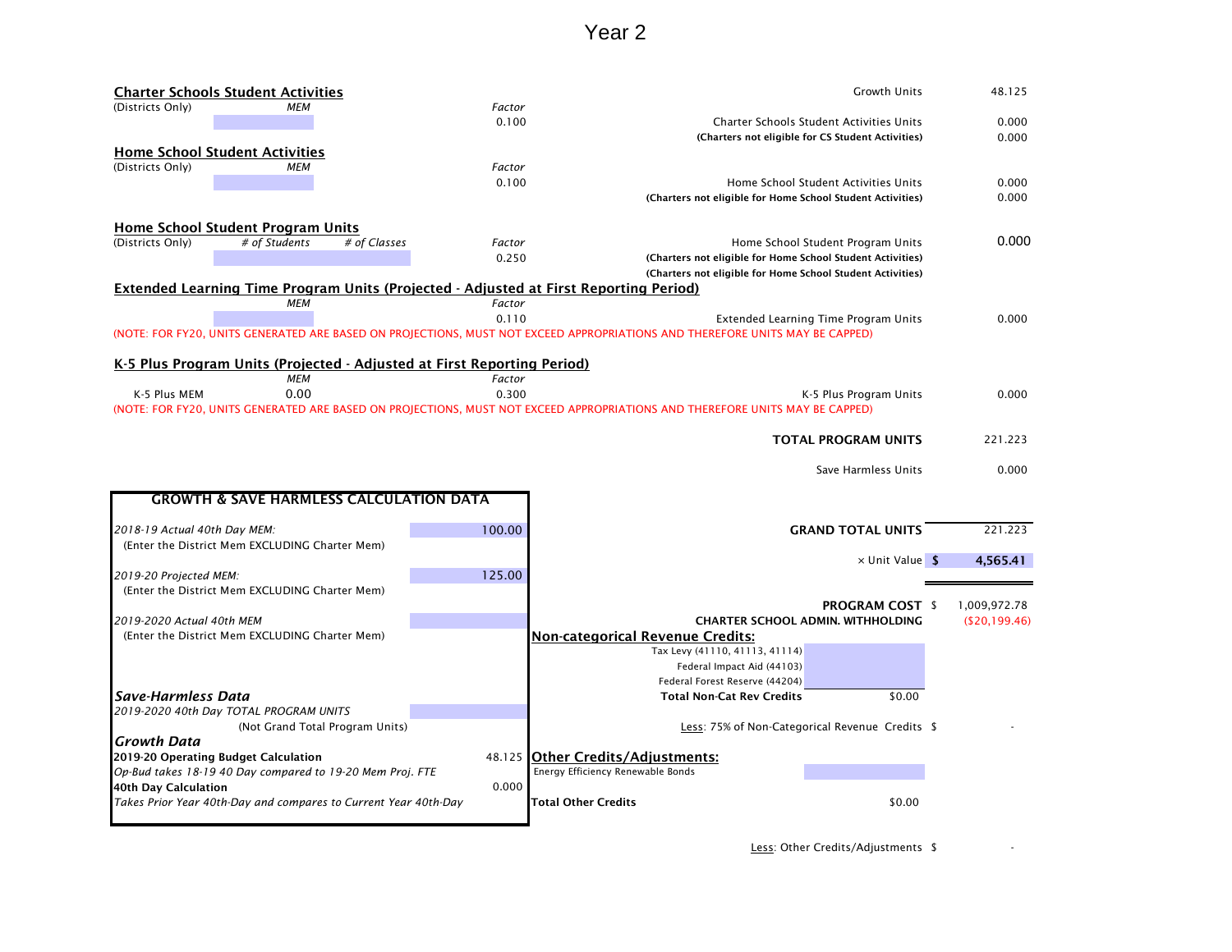# Year 2

## Charter Schools Student Activities

| (Districts Only) | MEM | Factor | | |
|---|---|---|---|---|
| | | 0.100 | Charter Schools Student Activities Units | 0.000 |
| | | | (Charters not eligible for CS Student Activities) | 0.000 |

Growth Units: 48.125

## Home School Student Activities

| (Districts Only) | MEM | Factor | | |
|---|---|---|---|---|
| | | 0.100 | Home School Student Activities Units | 0.000 |
| | | | (Charters not eligible for Home School Student Activities) | 0.000 |

## Home School Student Program Units

| (Districts Only) | # of Students | # of Classes | Factor | | |
|---|---|---|---|---|---|
| | | | 0.250 | Home School Student Program Units | 0.000 |
| | | | | (Charters not eligible for Home School Student Activities) | |
| | | | | (Charters not eligible for Home School Student Activities) | |

## Extended Learning Time Program Units (Projected - Adjusted at First Reporting Period)

| MEM | Factor | | |
|---|---|---|---|
| | 0.110 | Extended Learning Time Program Units | 0.000 |

(NOTE: FOR FY20, UNITS GENERATED ARE BASED ON PROJECTIONS, MUST NOT EXCEED APPROPRIATIONS AND THEREFORE UNITS MAY BE CAPPED)

## K-5 Plus Program Units (Projected - Adjusted at First Reporting Period)

| | MEM | Factor | | |
|---|---|---|---|---|
| K-5 Plus MEM | 0.00 | 0.300 | K-5 Plus Program Units | 0.000 |

(NOTE: FOR FY20, UNITS GENERATED ARE BASED ON PROJECTIONS, MUST NOT EXCEED APPROPRIATIONS AND THEREFORE UNITS MAY BE CAPPED)

| | |
|---|---|
| **TOTAL PROGRAM UNITS** | 221.223 |
| Save Harmless Units | 0.000 |
| **GRAND TOTAL UNITS** | 221.223 |
| × Unit Value | $ **4,565.41** |
| **PROGRAM COST** | $ 1,009,972.78 |
| **CHARTER SCHOOL ADMIN. WITHHOLDING** | ($20,199.46) |

## GROWTH & SAVE HARMLESS CALCULATION DATA

| | |
|---|---|
| *2018-19 Actual 40th Day MEM:* (Enter the District Mem EXCLUDING Charter Mem) | 100.00 |
| *2019-20 Projected MEM:* (Enter the District Mem EXCLUDING Charter Mem) | 125.00 |
| *2019-2020 Actual 40th MEM* (Enter the District Mem EXCLUDING Charter Mem) | |

***Save-Harmless Data***

| | |
|---|---|
| *2019-2020 40th Day TOTAL PROGRAM UNITS* (Not Grand Total Program Units) | |

***Growth Data***

| | |
|---|---|
| **2019-20 Operating Budget Calculation** *Op-Bud takes 18-19 40 Day compared to 19-20 Mem Proj. FTE* | 48.125 |
| **40th Day Calculation** *Takes Prior Year 40th-Day and compares to Current Year 40th-Day* | 0.000 |

## Non-categorical Revenue Credits:

| | |
|---|---|
| Tax Levy (41110, 41113, 41114) | |
| Federal Impact Aid (44103) | |
| Federal Forest Reserve (44204) | |
| **Total Non-Cat Rev Credits** | $0.00 |

Less: 75% of Non-Categorical Revenue Credits $ -

## Other Credits/Adjustments:

| | |
|---|---|
| Energy Efficiency Renewable Bonds | |
| **Total Other Credits** | $0.00 |

Less: Other Credits/Adjustments $ -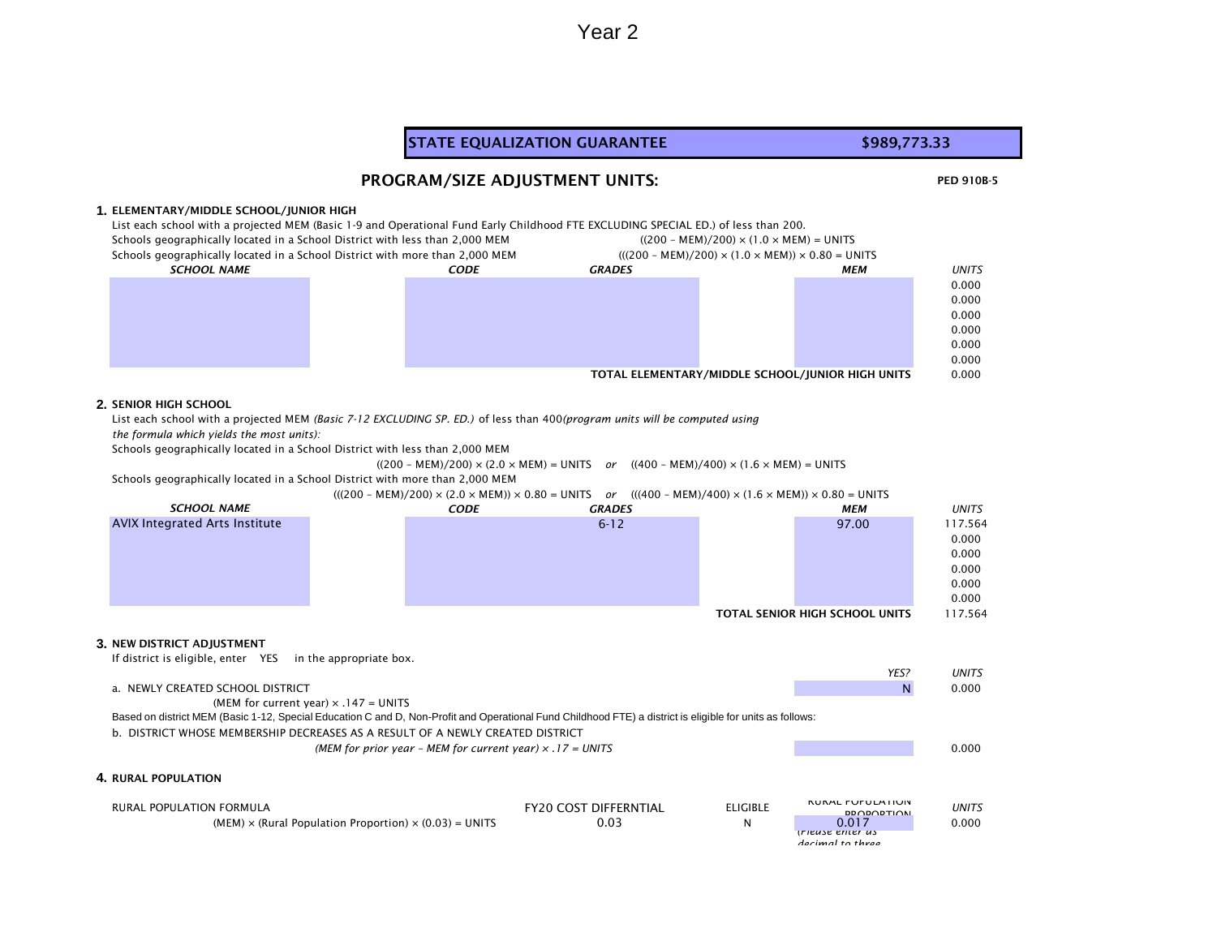Year 2

| STATE EQUALIZATION GUARANTEE | $989,773.33 |
| --- | --- |

## PROGRAM/SIZE ADJUSTMENT UNITS:

PED 910B-5

### 1. ELEMENTARY/MIDDLE SCHOOL/JUNIOR HIGH

List each school with a projected MEM (Basic 1-9 and Operational Fund Early Childhood FTE EXCLUDING SPECIAL ED.) of less than 200.

Schools geographically located in a School District with less than 2,000 MEM — $((200 - MEM)/200) \times (1.0 \times MEM) = UNITS$

Schools geographically located in a School District with more than 2,000 MEM — $(((200 - MEM)/200) \times (1.0 \times MEM)) \times 0.80 = UNITS$

| *SCHOOL NAME* | *CODE* | *GRADES* | *MEM* | *UNITS* |
| --- | --- | --- | --- | --- |
| | | | | 0.000 |
| | | | | 0.000 |
| | | | | 0.000 |
| | | | | 0.000 |
| | | | | 0.000 |
| | | | | 0.000 |
| | | TOTAL ELEMENTARY/MIDDLE SCHOOL/JUNIOR HIGH UNITS | | 0.000 |

### 2. SENIOR HIGH SCHOOL

List each school with a projected MEM *(Basic 7-12 EXCLUDING SP. ED.)* of less than 400*(program units will be computed using the formula which yields the most units):*

Schools geographically located in a School District with less than 2,000 MEM

$((200 - MEM)/200) \times (2.0 \times MEM) = UNITS$ *or* $((400 - MEM)/400) \times (1.6 \times MEM) = UNITS$

Schools geographically located in a School District with more than 2,000 MEM

$(((200 - MEM)/200) \times (2.0 \times MEM)) \times 0.80 = UNITS$ *or* $(((400 - MEM)/400) \times (1.6 \times MEM)) \times 0.80 = UNITS$

| *SCHOOL NAME* | *CODE* | *GRADES* | *MEM* | *UNITS* |
| --- | --- | --- | --- | --- |
| AVIX Integrated Arts Institute | | 6-12 | 97.00 | 117.564 |
| | | | | 0.000 |
| | | | | 0.000 |
| | | | | 0.000 |
| | | | | 0.000 |
| | | | | 0.000 |
| | | TOTAL SENIOR HIGH SCHOOL UNITS | | 117.564 |

### 3. NEW DISTRICT ADJUSTMENT

If district is eligible, enter YES in the appropriate box.

| | *YES?* | *UNITS* |
| --- | --- | --- |
| a. NEWLY CREATED SCHOOL DISTRICT<br>(MEM for current year) × .147 = UNITS | N | 0.000 |

Based on district MEM (Basic 1-12, Special Education C and D, Non-Profit and Operational Fund Childhood FTE) a district is eligible for units as follows:

| | | |
| --- | --- | --- |
| b. DISTRICT WHOSE MEMBERSHIP DECREASES AS A RESULT OF A NEWLY CREATED DISTRICT<br>*(MEM for prior year – MEM for current year) × .17 = UNITS* | | 0.000 |

### 4. RURAL POPULATION

| RURAL POPULATION FORMULA | FY20 COST DIFFERNTIAL | ELIGIBLE | RURAL POPULATION PROPORTION *(Please enter as decimal to three* | *UNITS* |
| --- | --- | --- | --- | --- |
| (MEM) × (Rural Population Proportion) × (0.03) = UNITS | 0.03 | N | 0.017 | 0.000 |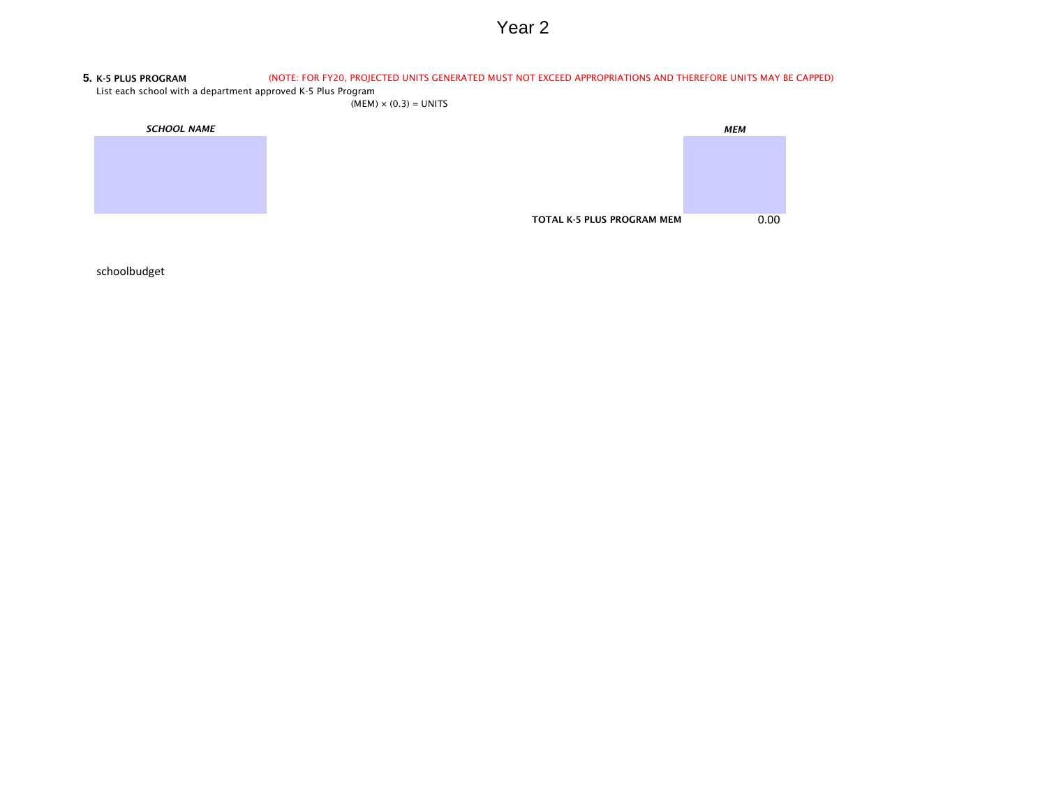# Year 2

**5. K-5 PLUS PROGRAM** (NOTE: FOR FY20, PROJECTED UNITS GENERATED MUST NOT EXCEED APPROPRIATIONS AND THEREFORE UNITS MAY BE CAPPED)

List each school with a department approved K-5 Plus Program

(MEM) × (0.3) = UNITS

| ***SCHOOL NAME*** | ***MEM*** |
|---|---|
| | |
| **TOTAL K-5 PLUS PROGRAM MEM** | 0.00 |

schoolbudget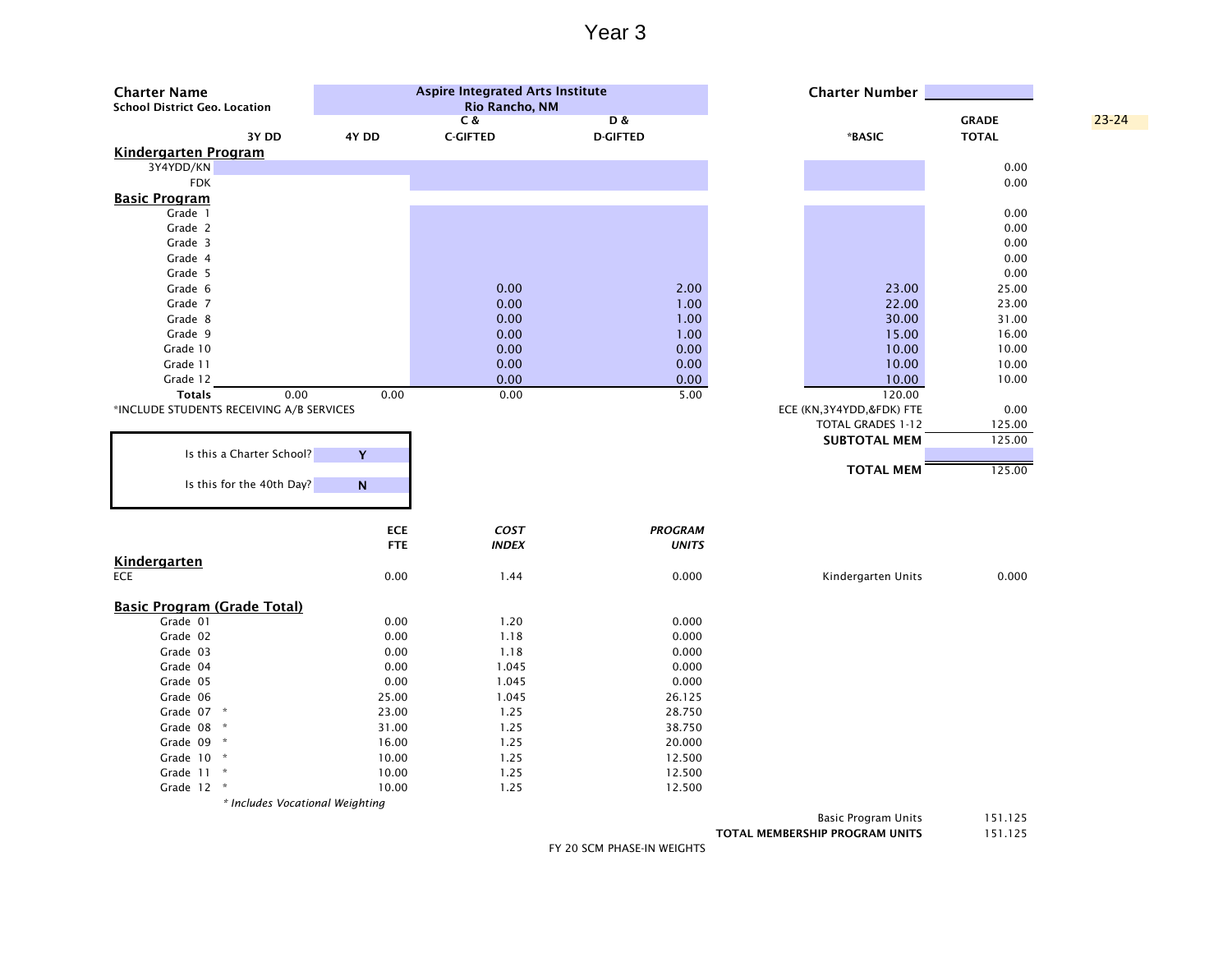# Year 3

**Charter Name** Aspire Integrated Arts Institute
**School District Geo. Location** Rio Rancho, NM
**Charter Number**

23-24

| | 3Y DD | 4Y DD | C & C-GIFTED | D & D-GIFTED | *BASIC | GRADE TOTAL |
|---|---|---|---|---|---|---|
| **Kindergarten Program** | | | | | | |
| 3Y4YDD/KN | | | | | | 0.00 |
| FDK | | | | | | 0.00 |
| **Basic Program** | | | | | | |
| Grade 1 | | | | | | 0.00 |
| Grade 2 | | | | | | 0.00 |
| Grade 3 | | | | | | 0.00 |
| Grade 4 | | | | | | 0.00 |
| Grade 5 | | | | | | 0.00 |
| Grade 6 | | | 0.00 | 2.00 | 23.00 | 25.00 |
| Grade 7 | | | 0.00 | 1.00 | 22.00 | 23.00 |
| Grade 8 | | | 0.00 | 1.00 | 30.00 | 31.00 |
| Grade 9 | | | 0.00 | 1.00 | 15.00 | 16.00 |
| Grade 10 | | | 0.00 | 0.00 | 10.00 | 10.00 |
| Grade 11 | | | 0.00 | 0.00 | 10.00 | 10.00 |
| Grade 12 | | | 0.00 | 0.00 | 10.00 | 10.00 |
| **Totals** | 0.00 | 0.00 | 0.00 | 5.00 | 120.00 | |

*INCLUDE STUDENTS RECEIVING A/B SERVICES

| | |
|---|---|
| ECE (KN,3Y4YDD,&FDK) FTE | 0.00 |
| TOTAL GRADES 1-12 | 125.00 |
| **SUBTOTAL MEM** | 125.00 |
| **TOTAL MEM** | 125.00 |

| | |
|---|---|
| Is this a Charter School? | Y |
| Is this for the 40th Day? | N |

| | ECE FTE | *COST INDEX* | *PROGRAM UNITS* |
|---|---|---|---|
| **Kindergarten** | | | |
| ECE | 0.00 | 1.44 | 0.000 |
| **Basic Program (Grade Total)** | | | |
| Grade 01 | 0.00 | 1.20 | 0.000 |
| Grade 02 | 0.00 | 1.18 | 0.000 |
| Grade 03 | 0.00 | 1.18 | 0.000 |
| Grade 04 | 0.00 | 1.045 | 0.000 |
| Grade 05 | 0.00 | 1.045 | 0.000 |
| Grade 06 | 25.00 | 1.045 | 26.125 |
| Grade 07 * | 23.00 | 1.25 | 28.750 |
| Grade 08 * | 31.00 | 1.25 | 38.750 |
| Grade 09 * | 16.00 | 1.25 | 20.000 |
| Grade 10 * | 10.00 | 1.25 | 12.500 |
| Grade 11 * | 10.00 | 1.25 | 12.500 |
| Grade 12 * | 10.00 | 1.25 | 12.500 |

*\* Includes Vocational Weighting*

| | |
|---|---|
| Kindergarten Units | 0.000 |
| Basic Program Units | 151.125 |
| **TOTAL MEMBERSHIP PROGRAM UNITS** | 151.125 |

FY 20 SCM PHASE-IN WEIGHTS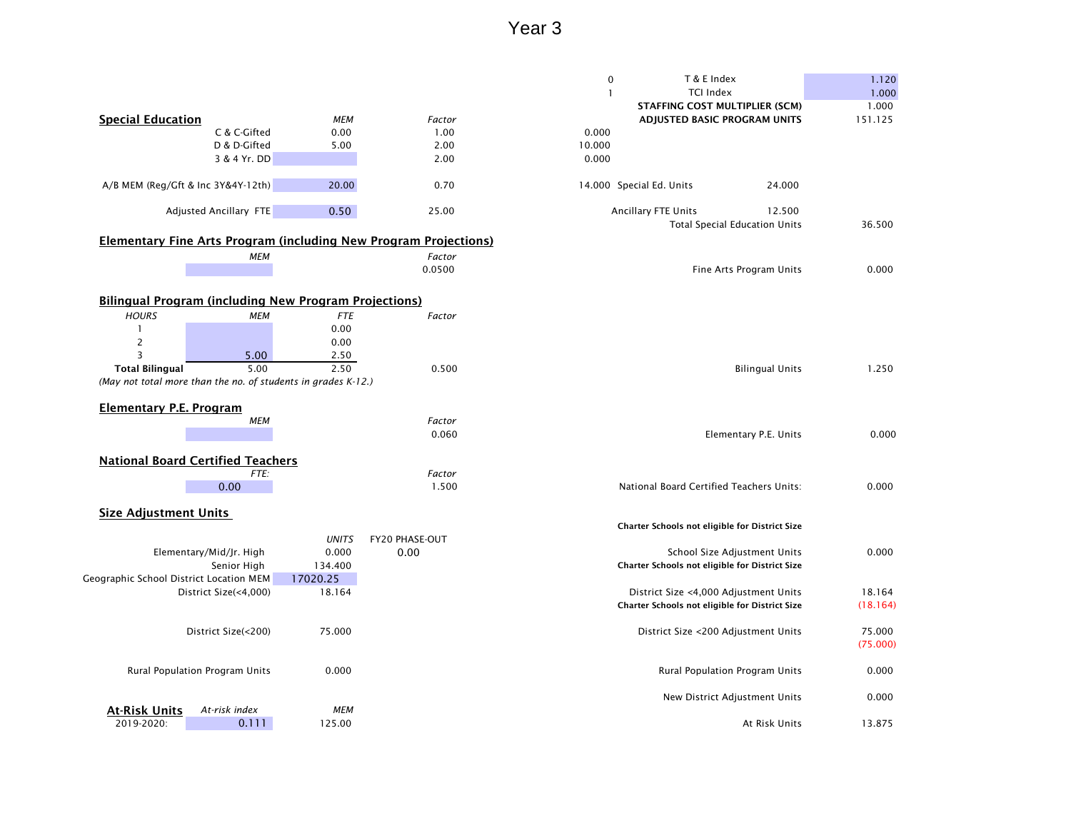# Year 3

| | | |
|---|---|---|
| 0 | T & E Index | 1.120 |
| 1 | TCI Index | 1.000 |
| | **STAFFING COST MULTIPLIER (SCM)** | 1.000 |
| | **ADJUSTED BASIC PROGRAM UNITS** | 151.125 |

## Special Education

| | MEM | Factor | | | | |
|---|---|---|---|---|---|---|
| C & C-Gifted | 0.00 | 1.00 | 0.000 | | | |
| D & D-Gifted | 5.00 | 2.00 | 10.000 | | | |
| 3 & 4 Yr. DD | | 2.00 | 0.000 | | | |
| A/B MEM (Reg/Gft & Inc 3Y&4Y-12th) | 20.00 | 0.70 | 14.000 | Special Ed. Units | 24.000 | |
| Adjusted Ancillary FTE | 0.50 | 25.00 | | Ancillary FTE Units | 12.500 | |
| | | | | Total Special Education Units | | 36.500 |

## Elementary Fine Arts Program (including New Program Projections)

| MEM | Factor | | |
|---|---|---|---|
| | 0.0500 | Fine Arts Program Units | 0.000 |

## Bilingual Program (including New Program Projections)

| HOURS | MEM | FTE | Factor | | |
|---|---|---|---|---|---|
| 1 | | 0.00 | | | |
| 2 | | 0.00 | | | |
| 3 | 5.00 | 2.50 | | | |
| **Total Bilingual** | 5.00 | 2.50 | 0.500 | Bilingual Units | 1.250 |

*(May not total more than the no. of students in grades K-12.)*

## Elementary P.E. Program

| MEM | Factor | | |
|---|---|---|---|
| | 0.060 | Elementary P.E. Units | 0.000 |

## National Board Certified Teachers

| FTE: | Factor | | |
|---|---|---|---|
| 0.00 | 1.500 | National Board Certified Teachers Units: | 0.000 |

## Size Adjustment Units

| | UNITS | FY20 PHASE-OUT | | |
|---|---|---|---|---|
| | | | **Charter Schools not eligible for District Size** | |
| Elementary/Mid/Jr. High | 0.000 | 0.00 | School Size Adjustment Units | 0.000 |
| Senior High | 134.400 | | **Charter Schools not eligible for District Size** | |
| Geographic School District Location MEM | 17020.25 | | | |
| District Size(<4,000) | 18.164 | | District Size <4,000 Adjustment Units | 18.164 |
| | | | **Charter Schools not eligible for District Size** | (18.164) |
| District Size(<200) | 75.000 | | District Size <200 Adjustment Units | 75.000 |
| | | | | (75.000) |
| Rural Population Program Units | 0.000 | | Rural Population Program Units | 0.000 |
| | | | New District Adjustment Units | 0.000 |

## At-Risk Units

| | At-risk index | MEM | | |
|---|---|---|---|---|
| 2019-2020: | 0.111 | 125.00 | At Risk Units | 13.875 |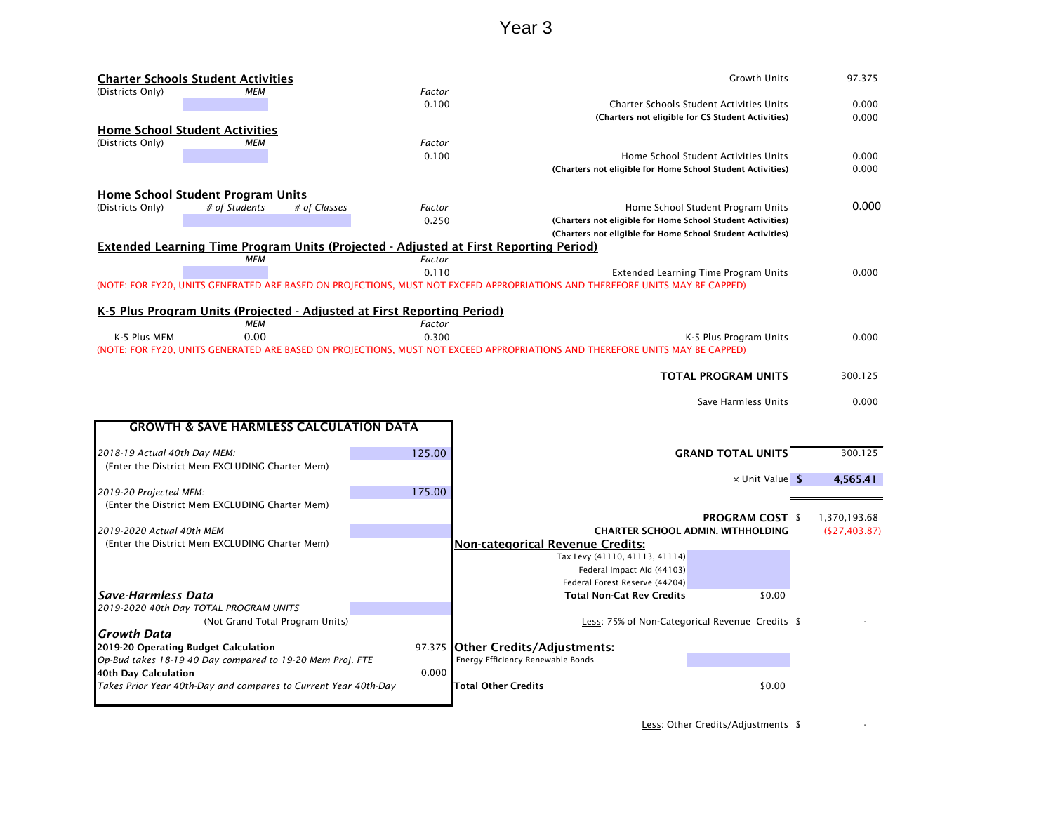# Year 3

**Charter Schools Student Activities**

| (Districts Only) | MEM | Factor | | |
|---|---|---|---|---|
| | | 0.100 | Charter Schools Student Activities Units | 0.000 |
| | | | **(Charters not eligible for CS Student Activities)** | 0.000 |

Growth Units 97.375

**Home School Student Activities**

| (Districts Only) | MEM | Factor | | |
|---|---|---|---|---|
| | | 0.100 | Home School Student Activities Units | 0.000 |
| | | | **(Charters not eligible for Home School Student Activities)** | 0.000 |

**Home School Student Program Units**

| (Districts Only) | # of Students | # of Classes | Factor | | |
|---|---|---|---|---|---|
| | | | 0.250 | Home School Student Program Units | 0.000 |
| | | | | **(Charters not eligible for Home School Student Activities)** | |
| | | | | **(Charters not eligible for Home School Student Activities)** | |

**Extended Learning Time Program Units (Projected - Adjusted at First Reporting Period)**

| | MEM | Factor | | |
|---|---|---|---|---|
| | | 0.110 | Extended Learning Time Program Units | 0.000 |

(NOTE: FOR FY20, UNITS GENERATED ARE BASED ON PROJECTIONS, MUST NOT EXCEED APPROPRIATIONS AND THEREFORE UNITS MAY BE CAPPED)

**K-5 Plus Program Units (Projected - Adjusted at First Reporting Period)**

| | MEM | Factor | | |
|---|---|---|---|---|
| K-5 Plus MEM | 0.00 | 0.300 | K-5 Plus Program Units | 0.000 |

(NOTE: FOR FY20, UNITS GENERATED ARE BASED ON PROJECTIONS, MUST NOT EXCEED APPROPRIATIONS AND THEREFORE UNITS MAY BE CAPPED)

| | |
|---|---|
| **TOTAL PROGRAM UNITS** | 300.125 |
| Save Harmless Units | 0.000 |
| **GRAND TOTAL UNITS** | 300.125 |
| × Unit Value | **$ 4,565.41** |
| **PROGRAM COST** | $ 1,370,193.68 |
| **CHARTER SCHOOL ADMIN. WITHHOLDING** | ($27,403.87) |

**GROWTH & SAVE HARMLESS CALCULATION DATA**

| | |
|---|---|
| *2018-19 Actual 40th Day MEM:* (Enter the District Mem EXCLUDING Charter Mem) | 125.00 |
| *2019-20 Projected MEM:* (Enter the District Mem EXCLUDING Charter Mem) | 175.00 |
| *2019-2020 Actual 40th MEM* (Enter the District Mem EXCLUDING Charter Mem) | |
| ***Save-Harmless Data*** | |
| *2019-2020 40th Day TOTAL PROGRAM UNITS* (Not Grand Total Program Units) | |
| ***Growth Data*** | |
| **2019-20 Operating Budget Calculation** *Op-Bud takes 18-19 40 Day compared to 19-20 Mem Proj. FTE* | 97.375 |
| **40th Day Calculation** *Takes Prior Year 40th-Day and compares to Current Year 40th-Day* | 0.000 |

**Non-categorical Revenue Credits:**

| | |
|---|---|
| Tax Levy (41110, 41113, 41114) | |
| Federal Impact Aid (44103) | |
| Federal Forest Reserve (44204) | |
| **Total Non-Cat Rev Credits** | $0.00 |

Less: 75% of Non-Categorical Revenue Credits $ -

**Other Credits/Adjustments:**

| | |
|---|---|
| Energy Efficiency Renewable Bonds | |
| **Total Other Credits** | $0.00 |

Less: Other Credits/Adjustments $ -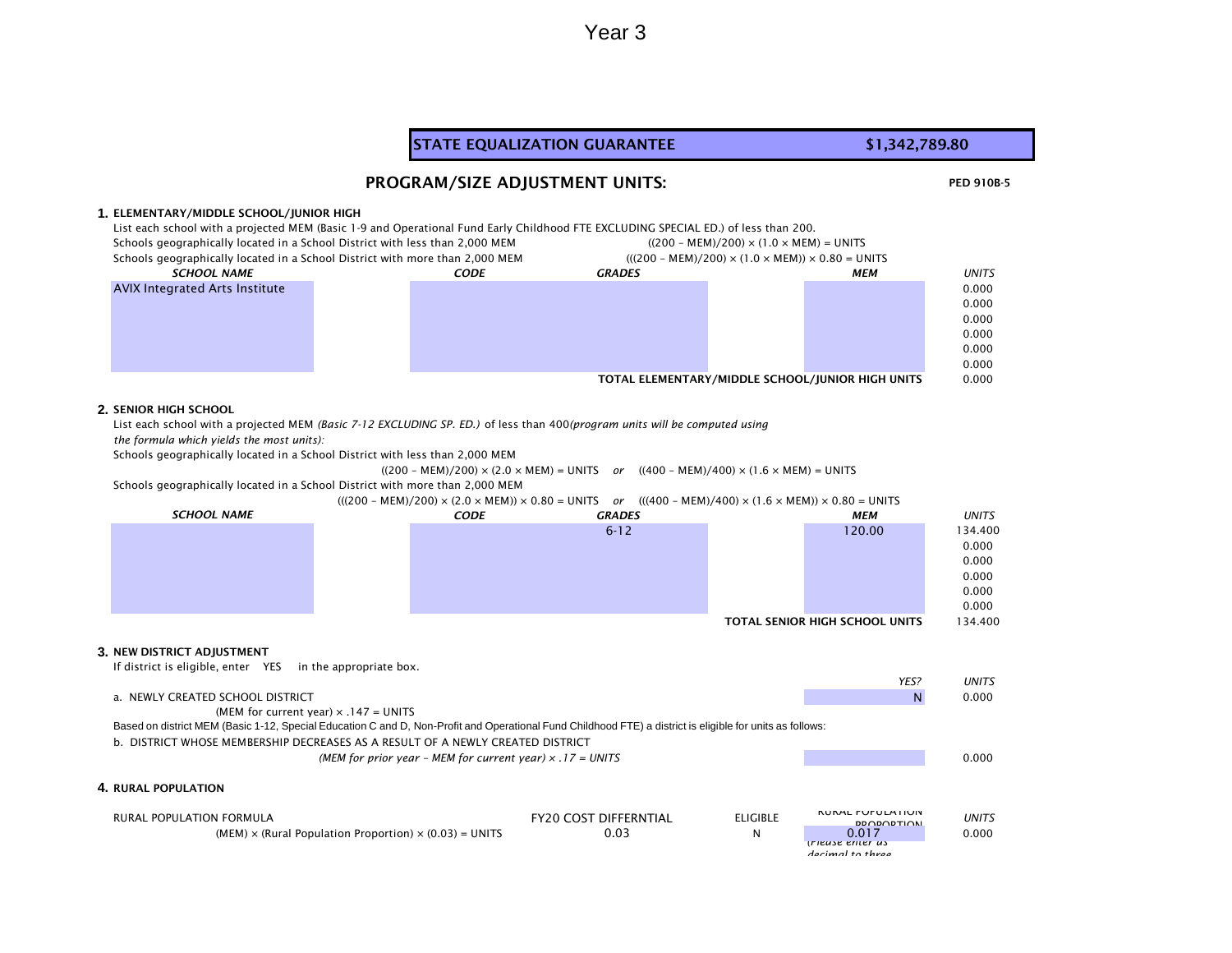# Year 3

| STATE EQUALIZATION GUARANTEE | $1,342,789.80 |
|---|---|

## PROGRAM/SIZE ADJUSTMENT UNITS:

PED 910B-5

### 1. ELEMENTARY/MIDDLE SCHOOL/JUNIOR HIGH

List each school with a projected MEM (Basic 1-9 and Operational Fund Early Childhood FTE EXCLUDING SPECIAL ED.) of less than 200.

Schools geographically located in a School District with less than 2,000 MEM ((200 – MEM)/200) × (1.0 × MEM) = UNITS

Schools geographically located in a School District with more than 2,000 MEM (((200 – MEM)/200) × (1.0 × MEM)) × 0.80 = UNITS

| *SCHOOL NAME* | *CODE* | *GRADES* | *MEM* | *UNITS* |
|---|---|---|---|---|
| AVIX Integrated Arts Institute | | | | 0.000 |
| | | | | 0.000 |
| | | | | 0.000 |
| | | | | 0.000 |
| | | | | 0.000 |
| | | | | 0.000 |
| | | | **TOTAL ELEMENTARY/MIDDLE SCHOOL/JUNIOR HIGH UNITS** | 0.000 |

### 2. SENIOR HIGH SCHOOL

List each school with a projected MEM *(Basic 7-12 EXCLUDING SP. ED.)* of less than 400*(program units will be computed using the formula which yields the most units):*

Schools geographically located in a School District with less than 2,000 MEM

((200 – MEM)/200) × (2.0 × MEM) = UNITS *or* ((400 – MEM)/400) × (1.6 × MEM) = UNITS

Schools geographically located in a School District with more than 2,000 MEM

(((200 – MEM)/200) × (2.0 × MEM)) × 0.80 = UNITS *or* (((400 – MEM)/400) × (1.6 × MEM)) × 0.80 = UNITS

| *SCHOOL NAME* | *CODE* | *GRADES* | *MEM* | *UNITS* |
|---|---|---|---|---|
| | | 6-12 | 120.00 | 134.400 |
| | | | | 0.000 |
| | | | | 0.000 |
| | | | | 0.000 |
| | | | | 0.000 |
| | | | | 0.000 |
| | | | **TOTAL SENIOR HIGH SCHOOL UNITS** | 134.400 |

### 3. NEW DISTRICT ADJUSTMENT

If district is eligible, enter YES in the appropriate box.

| | *YES?* | *UNITS* |
|---|---|---|
| a. NEWLY CREATED SCHOOL DISTRICT<br>(MEM for current year) × .147 = UNITS | N | 0.000 |

Based on district MEM (Basic 1-12, Special Education C and D, Non-Profit and Operational Fund Childhood FTE) a district is eligible for units as follows:

| | | |
|---|---|---|
| b. DISTRICT WHOSE MEMBERSHIP DECREASES AS A RESULT OF A NEWLY CREATED DISTRICT<br>*(MEM for prior year – MEM for current year) × .17 = UNITS* | | 0.000 |

### 4. RURAL POPULATION

| RURAL POPULATION FORMULA | FY20 COST DIFFERNTIAL | ELIGIBLE | RURAL POPULATION PROPORTION *(Please enter as decimal to three* | *UNITS* |
|---|---|---|---|---|
| (MEM) × (Rural Population Proportion) × (0.03) = UNITS | 0.03 | N | 0.017 | 0.000 |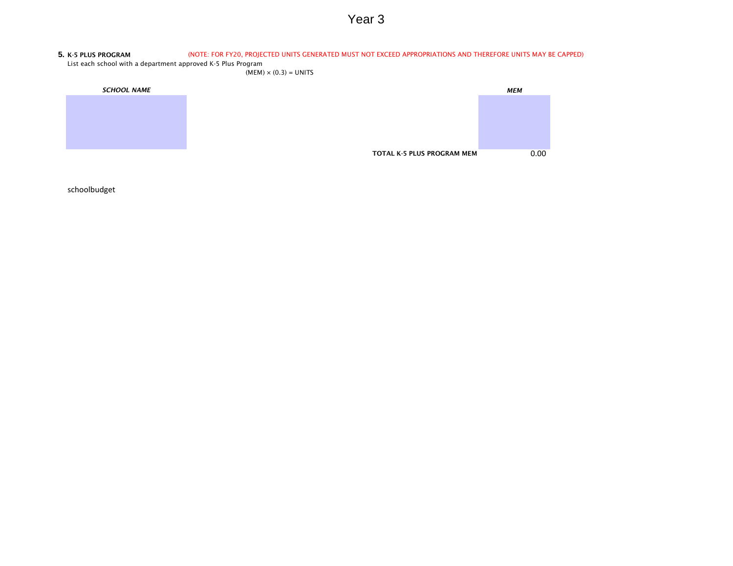# Year 3

**5. K-5 PLUS PROGRAM** (NOTE: FOR FY20, PROJECTED UNITS GENERATED MUST NOT EXCEED APPROPRIATIONS AND THEREFORE UNITS MAY BE CAPPED)

List each school with a department approved K-5 Plus Program

(MEM) × (0.3) = UNITS

| ***SCHOOL NAME*** | | ***MEM*** |
|---|---|---|
| | | |
| | **TOTAL K-5 PLUS PROGRAM MEM** | 0.00 |

schoolbudget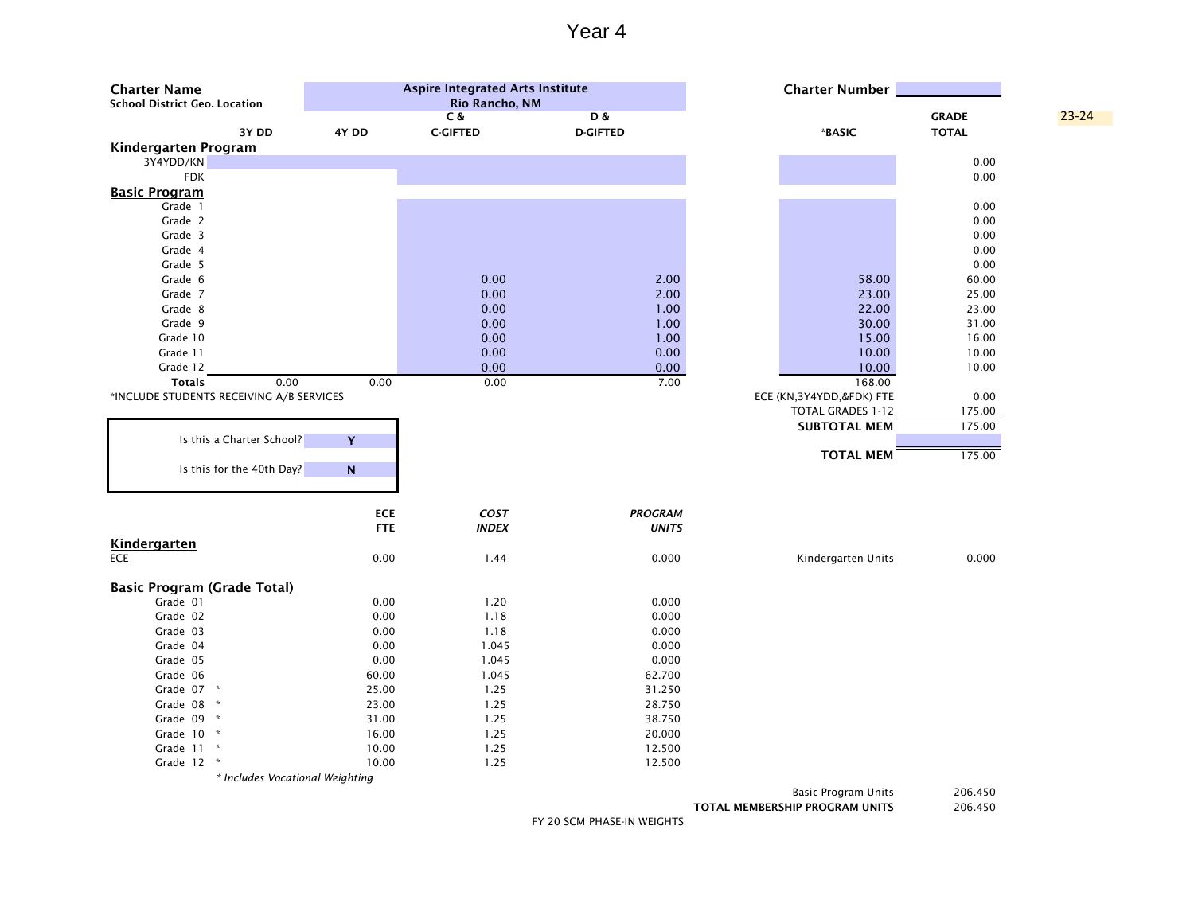# Year 4

**Charter Name** Aspire Integrated Arts Institute
**School District Geo. Location** Rio Rancho, NM

**Charter Number**

23-24

| | 3Y DD | 4Y DD | C & C-GIFTED | D & D-GIFTED | *BASIC | GRADE TOTAL |
|---|---|---|---|---|---|---|
| **Kindergarten Program** | | | | | | |
| 3Y4YDD/KN | | | | | | 0.00 |
| FDK | | | | | | 0.00 |
| **Basic Program** | | | | | | |
| Grade 1 | | | | | | 0.00 |
| Grade 2 | | | | | | 0.00 |
| Grade 3 | | | | | | 0.00 |
| Grade 4 | | | | | | 0.00 |
| Grade 5 | | | | | | 0.00 |
| Grade 6 | | | 0.00 | 2.00 | 58.00 | 60.00 |
| Grade 7 | | | 0.00 | 2.00 | 23.00 | 25.00 |
| Grade 8 | | | 0.00 | 1.00 | 22.00 | 23.00 |
| Grade 9 | | | 0.00 | 1.00 | 30.00 | 31.00 |
| Grade 10 | | | 0.00 | 1.00 | 15.00 | 16.00 |
| Grade 11 | | | 0.00 | 0.00 | 10.00 | 10.00 |
| Grade 12 | | | 0.00 | 0.00 | 10.00 | 10.00 |
| **Totals** | 0.00 | 0.00 | 0.00 | 7.00 | 168.00 | |

*INCLUDE STUDENTS RECEIVING A/B SERVICES

| | |
|---|---|
| ECE (KN,3Y4YDD,&FDK) FTE | 0.00 |
| TOTAL GRADES 1-12 | 175.00 |
| **SUBTOTAL MEM** | 175.00 |
| **TOTAL MEM** | 175.00 |

Is this a Charter School? **Y**

Is this for the 40th Day? **N**

| | ECE FTE | *COST INDEX* | *PROGRAM UNITS* |
|---|---|---|---|
| **Kindergarten** | | | |
| ECE | 0.00 | 1.44 | 0.000 |
| **Basic Program (Grade Total)** | | | |
| Grade 01 | 0.00 | 1.20 | 0.000 |
| Grade 02 | 0.00 | 1.18 | 0.000 |
| Grade 03 | 0.00 | 1.18 | 0.000 |
| Grade 04 | 0.00 | 1.045 | 0.000 |
| Grade 05 | 0.00 | 1.045 | 0.000 |
| Grade 06 | 60.00 | 1.045 | 62.700 |
| Grade 07 * | 25.00 | 1.25 | 31.250 |
| Grade 08 * | 23.00 | 1.25 | 28.750 |
| Grade 09 * | 31.00 | 1.25 | 38.750 |
| Grade 10 * | 16.00 | 1.25 | 20.000 |
| Grade 11 * | 10.00 | 1.25 | 12.500 |
| Grade 12 * | 10.00 | 1.25 | 12.500 |

*\* Includes Vocational Weighting*

| | |
|---|---|
| Kindergarten Units | 0.000 |
| Basic Program Units | 206.450 |
| **TOTAL MEMBERSHIP PROGRAM UNITS** | 206.450 |

FY 20 SCM PHASE-IN WEIGHTS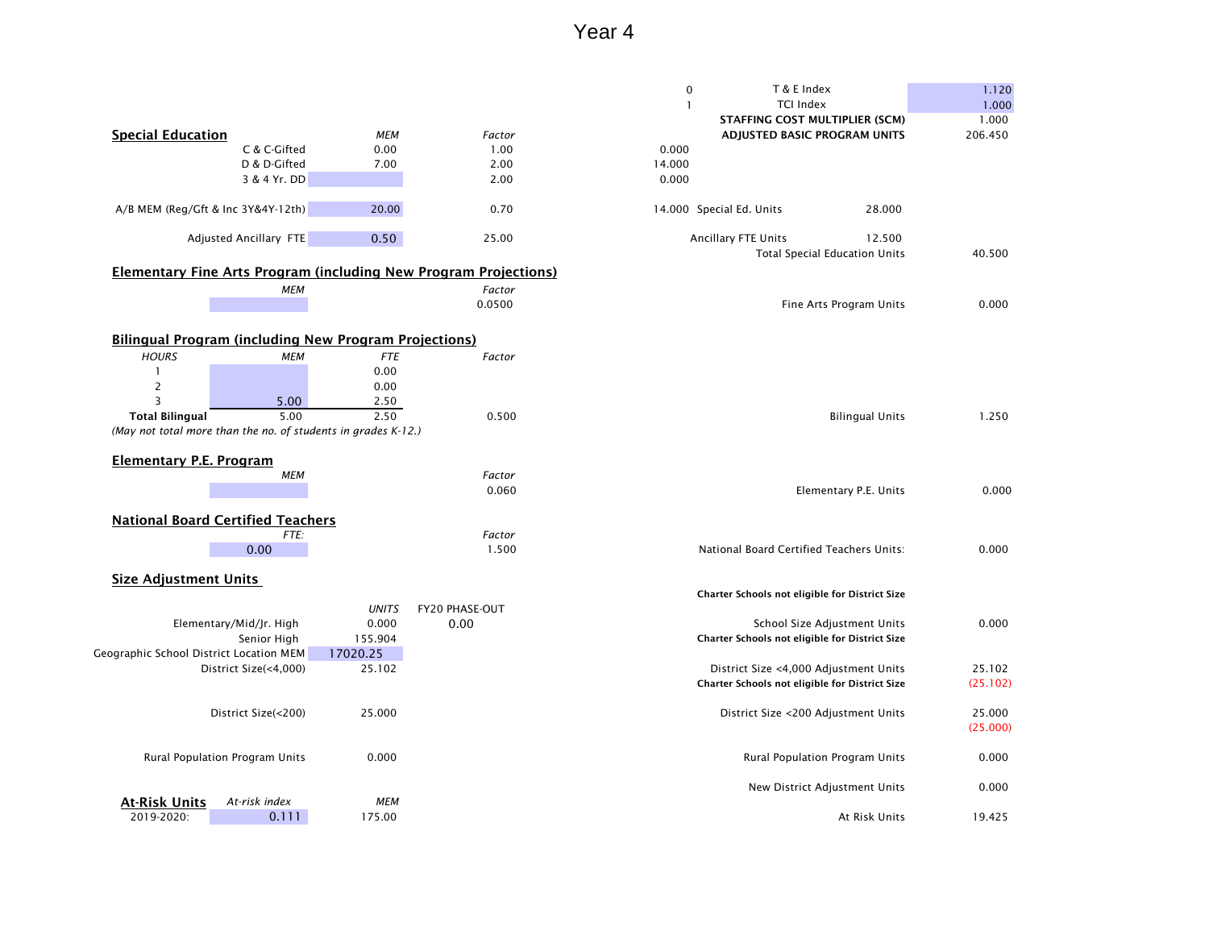# Year 4

| | | |
|---|---|---|
| 0 | T & E Index | 1.120 |
| 1 | TCI Index | 1.000 |
| | **STAFFING COST MULTIPLIER (SCM)** | 1.000 |
| | **ADJUSTED BASIC PROGRAM UNITS** | 206.450 |

## Special Education

| | MEM | Factor | | | | |
|---|---|---|---|---|---|---|
| C & C-Gifted | 0.00 | 1.00 | 0.000 | | | |
| D & D-Gifted | 7.00 | 2.00 | 14.000 | | | |
| 3 & 4 Yr. DD | | 2.00 | 0.000 | | | |
| A/B MEM (Reg/Gft & Inc 3Y&4Y-12th) | 20.00 | 0.70 | 14.000 | Special Ed. Units | 28.000 | |
| Adjusted Ancillary FTE | 0.50 | 25.00 | | Ancillary FTE Units | 12.500 | |
| | | | | Total Special Education Units | | 40.500 |

## Elementary Fine Arts Program (including New Program Projections)

| MEM | Factor | | |
|---|---|---|---|
| | 0.0500 | Fine Arts Program Units | 0.000 |

## Bilingual Program (including New Program Projections)

| HOURS | MEM | FTE | Factor | | |
|---|---|---|---|---|---|
| 1 | | 0.00 | | | |
| 2 | | 0.00 | | | |
| 3 | 5.00 | 2.50 | | | |
| **Total Bilingual** | 5.00 | 2.50 | 0.500 | Bilingual Units | 1.250 |

*(May not total more than the no. of students in grades K-12.)*

## Elementary P.E. Program

| MEM | Factor | | |
|---|---|---|---|
| | 0.060 | Elementary P.E. Units | 0.000 |

## National Board Certified Teachers

| FTE: | Factor | | |
|---|---|---|---|
| 0.00 | 1.500 | National Board Certified Teachers Units: | 0.000 |

## Size Adjustment Units

**Charter Schools not eligible for District Size**

| | UNITS | FY20 PHASE-OUT | | |
|---|---|---|---|---|
| Elementary/Mid/Jr. High | 0.000 | 0.00 | School Size Adjustment Units | 0.000 |
| Senior High | 155.904 | | **Charter Schools not eligible for District Size** | |
| Geographic School District Location MEM | 17020.25 | | | |
| District Size(<4,000) | 25.102 | | District Size <4,000 Adjustment Units | 25.102 |
| | | | **Charter Schools not eligible for District Size** | (25.102) |
| District Size(<200) | 25.000 | | District Size <200 Adjustment Units | 25.000 |
| | | | | (25.000) |
| Rural Population Program Units | 0.000 | | Rural Population Program Units | 0.000 |
| | | | New District Adjustment Units | 0.000 |

## At-Risk Units

| | At-risk index | MEM | | |
|---|---|---|---|---|
| 2019-2020: | 0.111 | 175.00 | At Risk Units | 19.425 |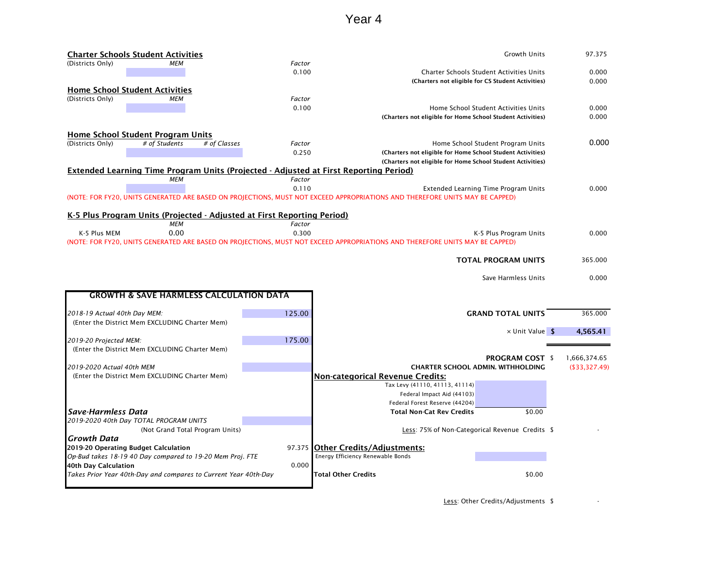# Year 4

**Charter Schools Student Activities**

| (Districts Only) | *MEM* | *Factor* | | |
|---|---|---|---|---|
| | | 0.100 | Charter Schools Student Activities Units | 0.000 |
| | | | **(Charters not eligible for CS Student Activities)** | 0.000 |

Growth Units: 97.375

**Home School Student Activities**

| (Districts Only) | *MEM* | *Factor* | | |
|---|---|---|---|---|
| | | 0.100 | Home School Student Activities Units | 0.000 |
| | | | **(Charters not eligible for Home School Student Activities)** | 0.000 |

**Home School Student Program Units**

| (Districts Only) | *# of Students* | *# of Classes* | *Factor* | | |
|---|---|---|---|---|---|
| | | | 0.250 | Home School Student Program Units | 0.000 |
| | | | | **(Charters not eligible for Home School Student Activities)** | |
| | | | | **(Charters not eligible for Home School Student Activities)** | |

**Extended Learning Time Program Units (Projected - Adjusted at First Reporting Period)**

| *MEM* | *Factor* | | |
|---|---|---|---|
| | 0.110 | Extended Learning Time Program Units | 0.000 |

(NOTE: FOR FY20, UNITS GENERATED ARE BASED ON PROJECTIONS, MUST NOT EXCEED APPROPRIATIONS AND THEREFORE UNITS MAY BE CAPPED)

**K-5 Plus Program Units (Projected - Adjusted at First Reporting Period)**

| | *MEM* | *Factor* | | |
|---|---|---|---|---|
| K-5 Plus MEM | 0.00 | 0.300 | K-5 Plus Program Units | 0.000 |

(NOTE: FOR FY20, UNITS GENERATED ARE BASED ON PROJECTIONS, MUST NOT EXCEED APPROPRIATIONS AND THEREFORE UNITS MAY BE CAPPED)

| | |
|---|---|
| **TOTAL PROGRAM UNITS** | 365.000 |
| Save Harmless Units | 0.000 |
| **GRAND TOTAL UNITS** | 365.000 |
| × Unit Value | **$ 4,565.41** |
| **PROGRAM COST** | $ 1,666,374.65 |
| **CHARTER SCHOOL ADMIN. WITHHOLDING** | ($33,327.49) |

**GROWTH & SAVE HARMLESS CALCULATION DATA**

| | |
|---|---|
| *2018-19 Actual 40th Day MEM:* (Enter the District Mem EXCLUDING Charter Mem) | 125.00 |
| *2019-20 Projected MEM:* (Enter the District Mem EXCLUDING Charter Mem) | 175.00 |
| *2019-2020 Actual 40th MEM* (Enter the District Mem EXCLUDING Charter Mem) | |
| ***Save-Harmless Data*** | |
| *2019-2020 40th Day TOTAL PROGRAM UNITS* (Not Grand Total Program Units) | |
| ***Growth Data*** | |
| **2019-20 Operating Budget Calculation** | 97.375 |
| *Op-Bud takes 18-19 40 Day compared to 19-20 Mem Proj. FTE* | |
| **40th Day Calculation** | 0.000 |
| *Takes Prior Year 40th-Day and compares to Current Year 40th-Day* | |

**Non-categorical Revenue Credits:**

| | |
|---|---|
| Tax Levy (41110, 41113, 41114) | |
| Federal Impact Aid (44103) | |
| Federal Forest Reserve (44204) | |
| **Total Non-Cat Rev Credits** | $0.00 |
| Less: 75% of Non-Categorical Revenue Credits | $ - |

**Other Credits/Adjustments:**

| | |
|---|---|
| Energy Efficiency Renewable Bonds | |
| **Total Other Credits** | $0.00 |
| Less: Other Credits/Adjustments | $ - |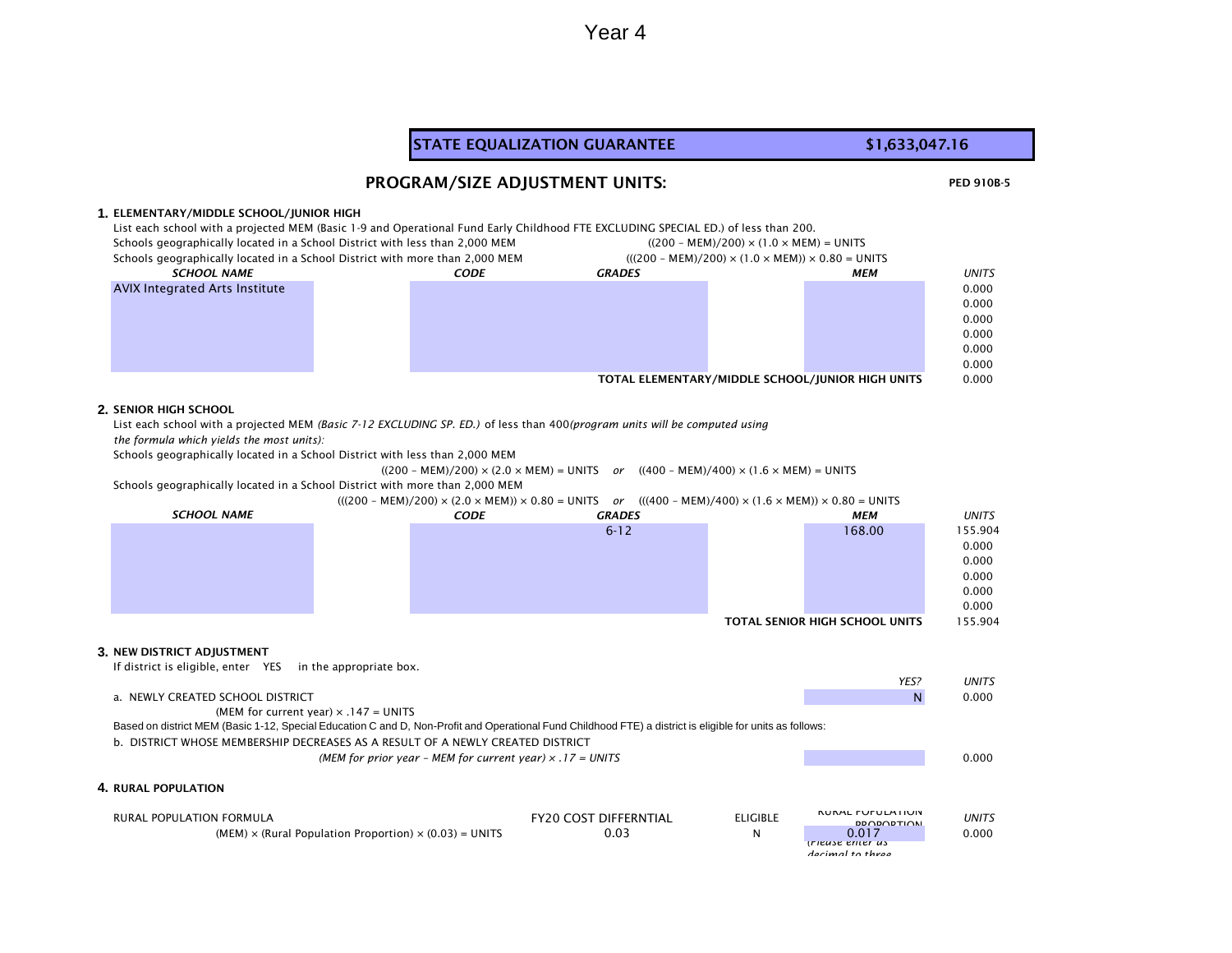Year 4

| STATE EQUALIZATION GUARANTEE | $1,633,047.16 |
|---|---|

## PROGRAM/SIZE ADJUSTMENT UNITS:

PED 910B-5

### 1. ELEMENTARY/MIDDLE SCHOOL/JUNIOR HIGH

List each school with a projected MEM (Basic 1-9 and Operational Fund Early Childhood FTE EXCLUDING SPECIAL ED.) of less than 200.

Schools geographically located in a School District with less than 2,000 MEM $((200 - MEM)/200) \times (1.0 \times MEM) = UNITS$

Schools geographically located in a School District with more than 2,000 MEM $(((200 - MEM)/200) \times (1.0 \times MEM)) \times 0.80 = UNITS$

| *SCHOOL NAME* | *CODE* | *GRADES* | *MEM* | *UNITS* |
|---|---|---|---|---|
| AVIX Integrated Arts Institute | | | | 0.000 |
| | | | | 0.000 |
| | | | | 0.000 |
| | | | | 0.000 |
| | | | | 0.000 |
| | | | | 0.000 |
| | | | **TOTAL ELEMENTARY/MIDDLE SCHOOL/JUNIOR HIGH UNITS** | 0.000 |

### 2. SENIOR HIGH SCHOOL

List each school with a projected MEM *(Basic 7-12 EXCLUDING SP. ED.)* of less than 400*(program units will be computed using the formula which yields the most units):*

Schools geographically located in a School District with less than 2,000 MEM

$((200 - MEM)/200) \times (2.0 \times MEM) = UNITS$ *or* $((400 - MEM)/400) \times (1.6 \times MEM) = UNITS$

Schools geographically located in a School District with more than 2,000 MEM

$(((200 - MEM)/200) \times (2.0 \times MEM)) \times 0.80 = UNITS$ *or* $(((400 - MEM)/400) \times (1.6 \times MEM)) \times 0.80 = UNITS$

| *SCHOOL NAME* | *CODE* | *GRADES* | *MEM* | *UNITS* |
|---|---|---|---|---|
| | | 6-12 | 168.00 | 155.904 |
| | | | | 0.000 |
| | | | | 0.000 |
| | | | | 0.000 |
| | | | | 0.000 |
| | | | | 0.000 |
| | | | **TOTAL SENIOR HIGH SCHOOL UNITS** | 155.904 |

### 3. NEW DISTRICT ADJUSTMENT

If district is eligible, enter YES in the appropriate box.

| | *YES?* | *UNITS* |
|---|---|---|
| a. NEWLY CREATED SCHOOL DISTRICT<br>(MEM for current year) × .147 = UNITS | N | 0.000 |

Based on district MEM (Basic 1-12, Special Education C and D, Non-Profit and Operational Fund Childhood FTE) a district is eligible for units as follows:

| | | |
|---|---|---|
| b. DISTRICT WHOSE MEMBERSHIP DECREASES AS A RESULT OF A NEWLY CREATED DISTRICT<br>*(MEM for prior year - MEM for current year) × .17 = UNITS* | | 0.000 |

### 4. RURAL POPULATION

| RURAL POPULATION FORMULA | FY20 COST DIFFERNTIAL | ELIGIBLE | RURAL POPULATION PROPORTION *(Please enter as decimal to three* | *UNITS* |
|---|---|---|---|---|
| (MEM) × (Rural Population Proportion) × (0.03) = UNITS | 0.03 | N | 0.017 | 0.000 |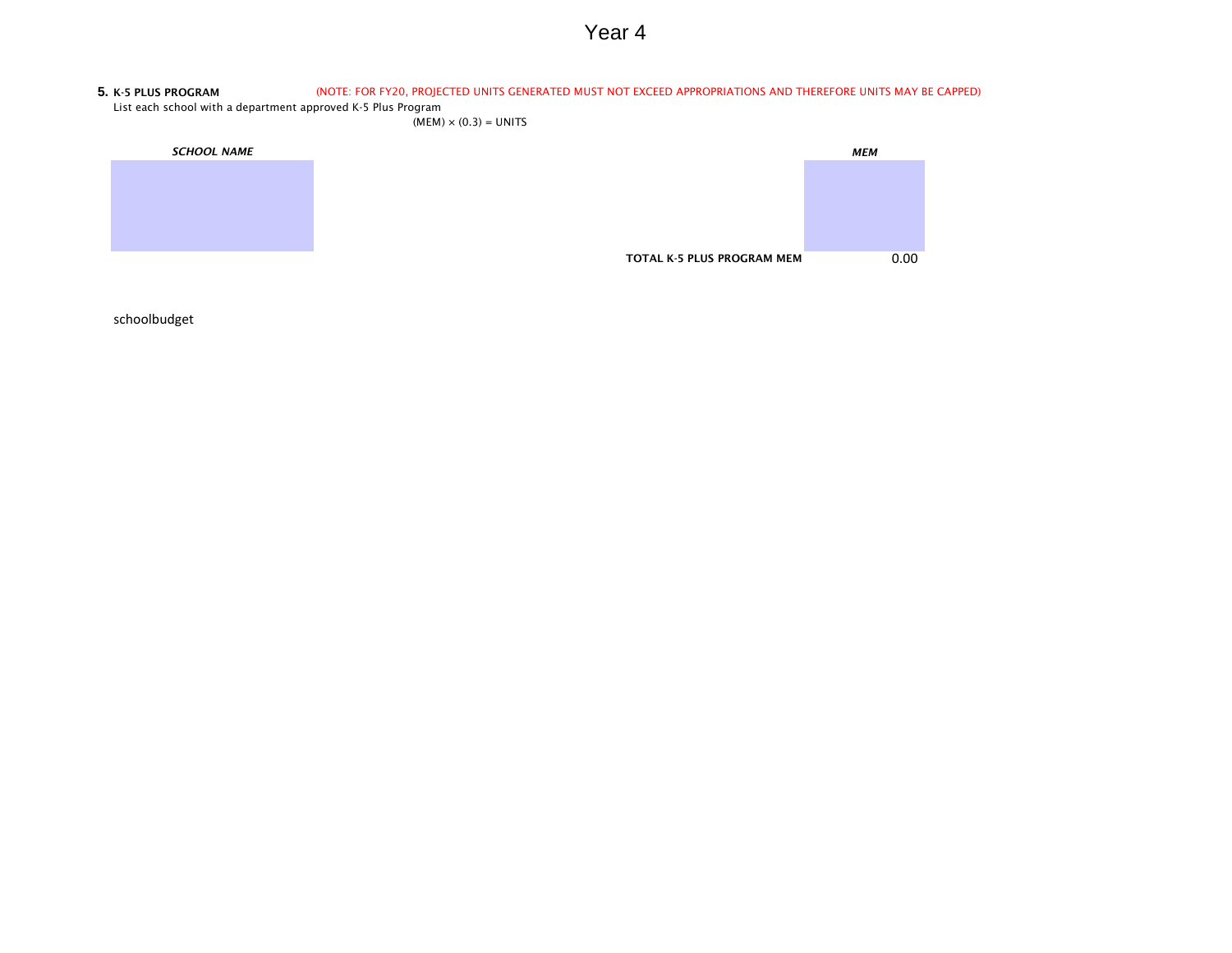# Year 4

**5. K-5 PLUS PROGRAM** (NOTE: FOR FY20, PROJECTED UNITS GENERATED MUST NOT EXCEED APPROPRIATIONS AND THEREFORE UNITS MAY BE CAPPED)

List each school with a department approved K-5 Plus Program

$(MEM) \times (0.3) = UNITS$

| ***SCHOOL NAME*** | ***MEM*** |
|---|---|
| | |
| **TOTAL K-5 PLUS PROGRAM MEM** | 0.00 |

schoolbudget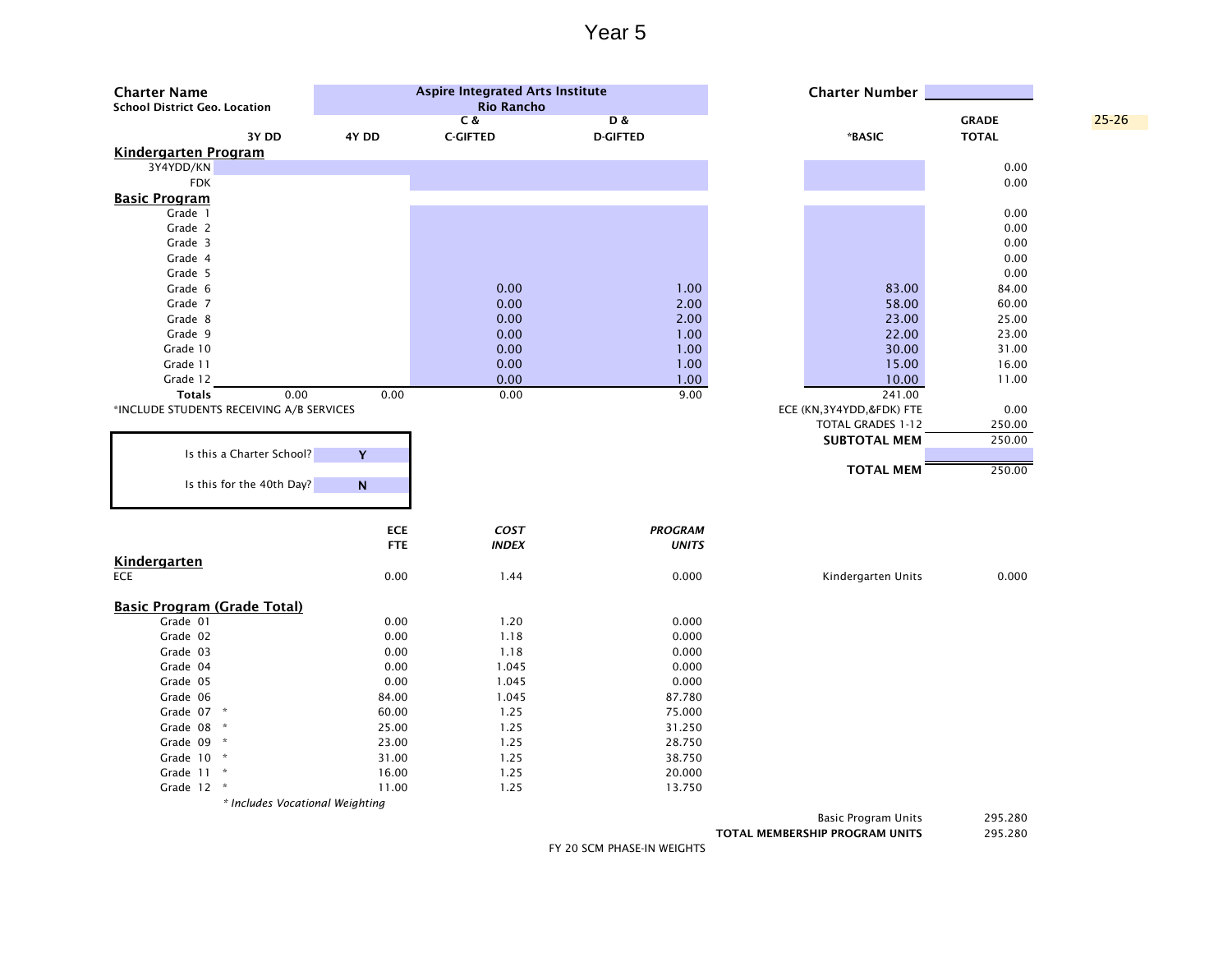# Year 5

**Charter Name** Aspire Integrated Arts Institute

**School District Geo. Location** Rio Rancho

**Charter Number**

25-26

| | 3Y DD | 4Y DD | C & C-GIFTED | D & D-GIFTED | *BASIC | GRADE TOTAL |
|---|---|---|---|---|---|---|
| **Kindergarten Program** | | | | | | |
| 3Y4YDD/KN | | | | | | 0.00 |
| FDK | | | | | | 0.00 |
| **Basic Program** | | | | | | |
| Grade 1 | | | | | | 0.00 |
| Grade 2 | | | | | | 0.00 |
| Grade 3 | | | | | | 0.00 |
| Grade 4 | | | | | | 0.00 |
| Grade 5 | | | | | | 0.00 |
| Grade 6 | | | 0.00 | 1.00 | 83.00 | 84.00 |
| Grade 7 | | | 0.00 | 2.00 | 58.00 | 60.00 |
| Grade 8 | | | 0.00 | 2.00 | 23.00 | 25.00 |
| Grade 9 | | | 0.00 | 1.00 | 22.00 | 23.00 |
| Grade 10 | | | 0.00 | 1.00 | 30.00 | 31.00 |
| Grade 11 | | | 0.00 | 1.00 | 15.00 | 16.00 |
| Grade 12 | | | 0.00 | 1.00 | 10.00 | 11.00 |
| **Totals** | 0.00 | 0.00 | 0.00 | 9.00 | 241.00 | |

*INCLUDE STUDENTS RECEIVING A/B SERVICES

| | |
|---|---|
| ECE (KN,3Y4YDD,&FDK) FTE | 0.00 |
| TOTAL GRADES 1-12 | 250.00 |
| **SUBTOTAL MEM** | 250.00 |
| **TOTAL MEM** | 250.00 |

| | |
|---|---|
| Is this a Charter School? | Y |
| Is this for the 40th Day? | N |

| | ECE FTE | *COST INDEX* | *PROGRAM UNITS* |
|---|---|---|---|
| **Kindergarten** | | | |
| ECE | 0.00 | 1.44 | 0.000 |
| **Basic Program (Grade Total)** | | | |
| Grade 01 | 0.00 | 1.20 | 0.000 |
| Grade 02 | 0.00 | 1.18 | 0.000 |
| Grade 03 | 0.00 | 1.18 | 0.000 |
| Grade 04 | 0.00 | 1.045 | 0.000 |
| Grade 05 | 0.00 | 1.045 | 0.000 |
| Grade 06 | 84.00 | 1.045 | 87.780 |
| Grade 07 * | 60.00 | 1.25 | 75.000 |
| Grade 08 * | 25.00 | 1.25 | 31.250 |
| Grade 09 * | 23.00 | 1.25 | 28.750 |
| Grade 10 * | 31.00 | 1.25 | 38.750 |
| Grade 11 * | 16.00 | 1.25 | 20.000 |
| Grade 12 * | 11.00 | 1.25 | 13.750 |

*\* Includes Vocational Weighting*

| | |
|---|---|
| Kindergarten Units | 0.000 |
| Basic Program Units | 295.280 |
| **TOTAL MEMBERSHIP PROGRAM UNITS** | 295.280 |

FY 20 SCM PHASE-IN WEIGHTS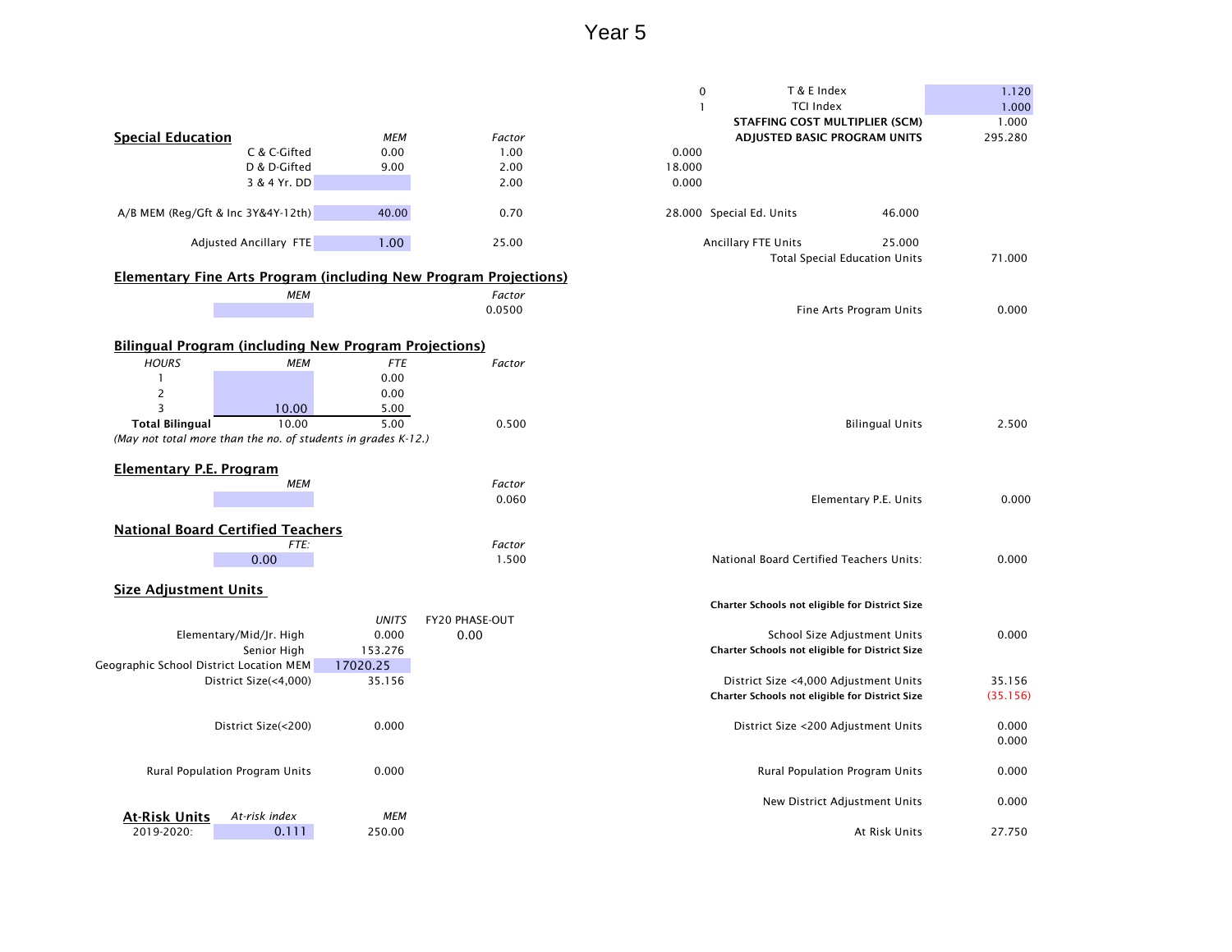# Year 5

| | | |
|---|---|---|
| 0 | T & E Index | 1.120 |
| 1 | TCI Index | 1.000 |
| | **STAFFING COST MULTIPLIER (SCM)** | 1.000 |
| | **ADJUSTED BASIC PROGRAM UNITS** | 295.280 |

## Special Education

| | *MEM* | *Factor* | | | | |
|---|---|---|---|---|---|---|
| C & C-Gifted | 0.00 | 1.00 | 0.000 | | | |
| D & D-Gifted | 9.00 | 2.00 | 18.000 | | | |
| 3 & 4 Yr. DD | | 2.00 | 0.000 | | | |
| A/B MEM (Reg/Gft & Inc 3Y&4Y-12th) | 40.00 | 0.70 | 28.000 | Special Ed. Units | 46.000 | |
| Adjusted Ancillary FTE | 1.00 | 25.00 | | Ancillary FTE Units | 25.000 | |
| | | | | Total Special Education Units | | 71.000 |

## Elementary Fine Arts Program (including New Program Projections)

| *MEM* | *Factor* | | |
|---|---|---|---|
| | 0.0500 | Fine Arts Program Units | 0.000 |

## Bilingual Program (including New Program Projections)

| *HOURS* | *MEM* | *FTE* | *Factor* | | |
|---|---|---|---|---|---|
| 1 | | 0.00 | | | |
| 2 | | 0.00 | | | |
| 3 | 10.00 | 5.00 | | | |
| **Total Bilingual** | 10.00 | 5.00 | 0.500 | Bilingual Units | 2.500 |

*(May not total more than the no. of students in grades K-12.)*

## Elementary P.E. Program

| *MEM* | *Factor* | | |
|---|---|---|---|
| | 0.060 | Elementary P.E. Units | 0.000 |

## National Board Certified Teachers

| *FTE:* | *Factor* | | |
|---|---|---|---|
| 0.00 | 1.500 | National Board Certified Teachers Units: | 0.000 |

## Size Adjustment Units

| | *UNITS* | FY20 PHASE-OUT | | |
|---|---|---|---|---|
| | | | **Charter Schools not eligible for District Size** | |
| Elementary/Mid/Jr. High | 0.000 | 0.00 | School Size Adjustment Units | 0.000 |
| Senior High | 153.276 | | **Charter Schools not eligible for District Size** | |
| Geographic School District Location MEM | 17020.25 | | | |
| District Size(<4,000) | 35.156 | | District Size <4,000 Adjustment Units | 35.156 |
| | | | **Charter Schools not eligible for District Size** | (35.156) |
| District Size(<200) | 0.000 | | District Size <200 Adjustment Units | 0.000 |
| | | | | 0.000 |
| Rural Population Program Units | 0.000 | | Rural Population Program Units | 0.000 |
| | | | New District Adjustment Units | 0.000 |

## At-Risk Units

| | *At-risk index* | *MEM* | | |
|---|---|---|---|---|
| 2019-2020: | 0.111 | 250.00 | At Risk Units | 27.750 |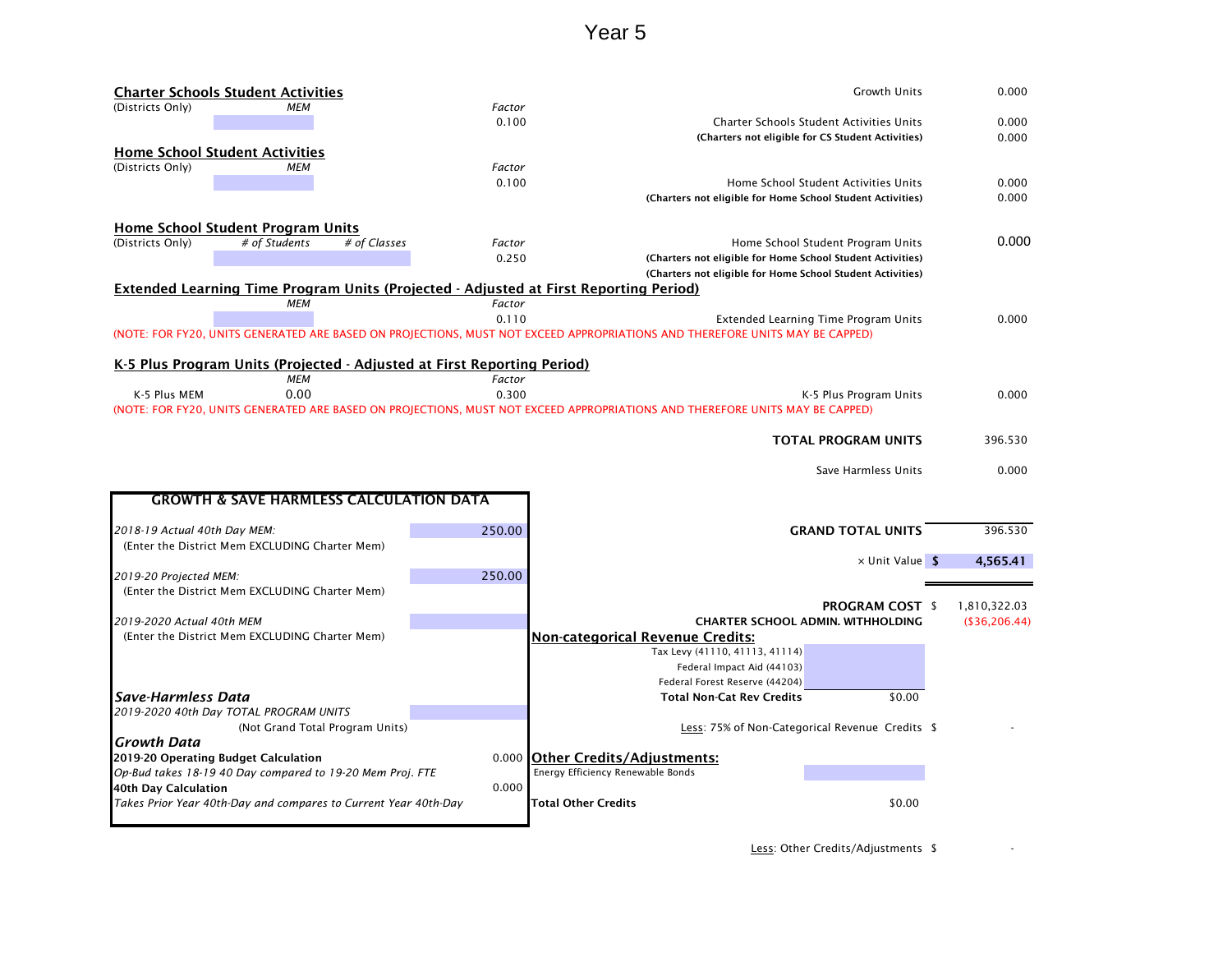# Year 5

**Charter Schools Student Activities**

| (Districts Only) | MEM | Factor |
|---|---|---|
| | | 0.100 |

| | |
|---|---|
| Growth Units | 0.000 |
| Charter Schools Student Activities Units | 0.000 |
| **(Charters not eligible for CS Student Activities)** | 0.000 |

**Home School Student Activities**

| (Districts Only) | MEM | Factor |
|---|---|---|
| | | 0.100 |

| | |
|---|---|
| Home School Student Activities Units | 0.000 |
| **(Charters not eligible for Home School Student Activities)** | 0.000 |

**Home School Student Program Units**

| (Districts Only) | # of Students | # of Classes | Factor |
|---|---|---|---|
| | | | 0.250 |

| | |
|---|---|
| Home School Student Program Units | 0.000 |
| **(Charters not eligible for Home School Student Activities)** | |
| **(Charters not eligible for Home School Student Activities)** | |

**Extended Learning Time Program Units (Projected - Adjusted at First Reporting Period)**

| MEM | Factor | | |
|---|---|---|---|
| | 0.110 | Extended Learning Time Program Units | 0.000 |

(NOTE: FOR FY20, UNITS GENERATED ARE BASED ON PROJECTIONS, MUST NOT EXCEED APPROPRIATIONS AND THEREFORE UNITS MAY BE CAPPED)

**K-5 Plus Program Units (Projected - Adjusted at First Reporting Period)**

| | MEM | Factor | | |
|---|---|---|---|---|
| K-5 Plus MEM | 0.00 | 0.300 | K-5 Plus Program Units | 0.000 |

(NOTE: FOR FY20, UNITS GENERATED ARE BASED ON PROJECTIONS, MUST NOT EXCEED APPROPRIATIONS AND THEREFORE UNITS MAY BE CAPPED)

| | |
|---|---|
| **TOTAL PROGRAM UNITS** | 396.530 |
| Save Harmless Units | 0.000 |
| **GRAND TOTAL UNITS** | 396.530 |
| × Unit Value | $ **4,565.41** |
| **PROGRAM COST** | $ 1,810,322.03 |
| **CHARTER SCHOOL ADMIN. WITHHOLDING** | ($36,206.44) |

**GROWTH & SAVE HARMLESS CALCULATION DATA**

| | |
|---|---|
| *2018-19 Actual 40th Day MEM:* (Enter the District Mem EXCLUDING Charter Mem) | 250.00 |
| *2019-20 Projected MEM:* (Enter the District Mem EXCLUDING Charter Mem) | 250.00 |
| *2019-2020 Actual 40th MEM* (Enter the District Mem EXCLUDING Charter Mem) | |

***Save-Harmless Data***

| | |
|---|---|
| *2019-2020 40th Day TOTAL PROGRAM UNITS* (Not Grand Total Program Units) | |

***Growth Data***

| | |
|---|---|
| **2019-20 Operating Budget Calculation** *Op-Bud takes 18-19 40 Day compared to 19-20 Mem Proj. FTE* | 0.000 |
| **40th Day Calculation** *Takes Prior Year 40th-Day and compares to Current Year 40th-Day* | 0.000 |

**Non-categorical Revenue Credits:**

| | |
|---|---|
| Tax Levy (41110, 41113, 41114) | |
| Federal Impact Aid (44103) | |
| Federal Forest Reserve (44204) | |
| **Total Non-Cat Rev Credits** | $0.00 |

Less: 75% of Non-Categorical Revenue Credits $ -

**Other Credits/Adjustments:**

| | |
|---|---|
| Energy Efficiency Renewable Bonds | |
| **Total Other Credits** | $0.00 |

Less: Other Credits/Adjustments $ -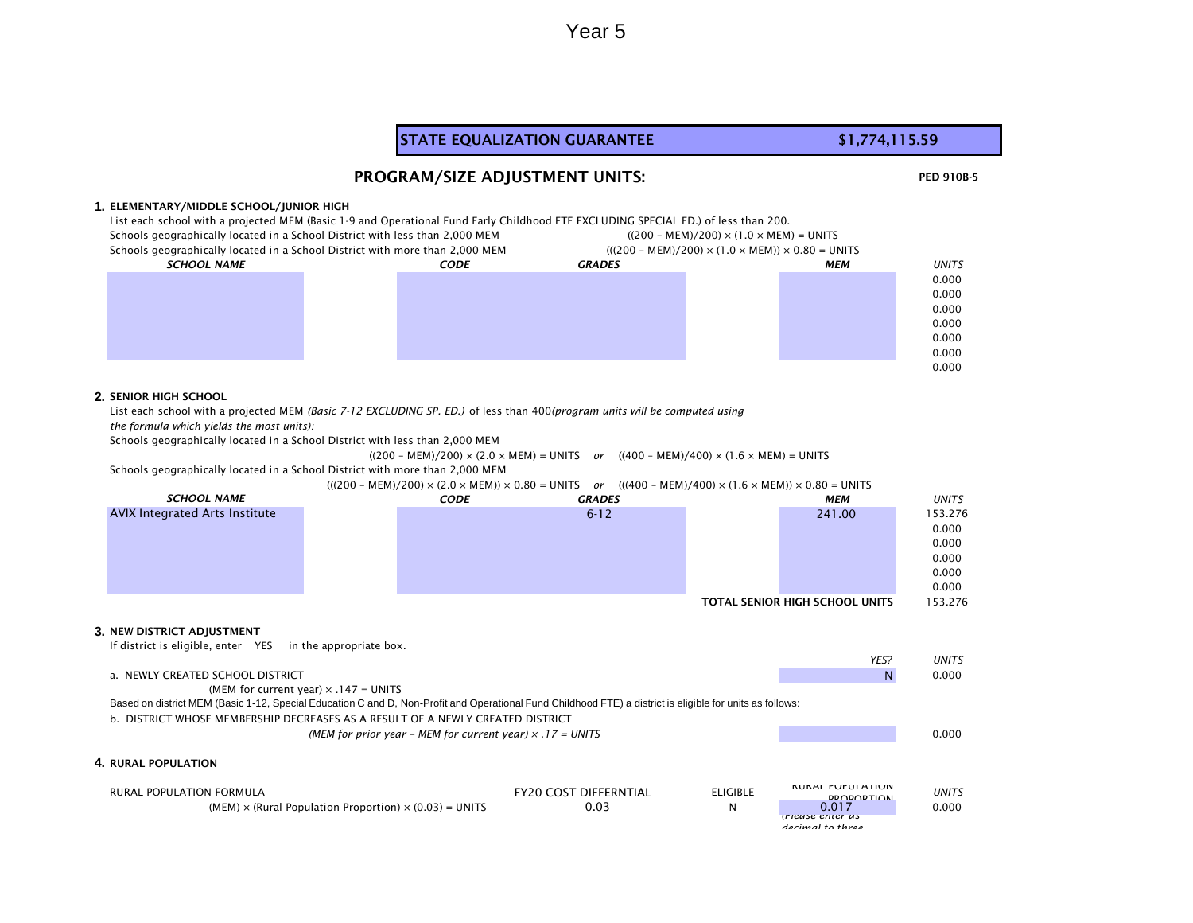# Year 5

| STATE EQUALIZATION GUARANTEE | $1,774,115.59 |
|---|---|

## PROGRAM/SIZE ADJUSTMENT UNITS:

**PED 910B-5**

### 1. ELEMENTARY/MIDDLE SCHOOL/JUNIOR HIGH

List each school with a projected MEM (Basic 1-9 and Operational Fund Early Childhood FTE EXCLUDING SPECIAL ED.) of less than 200.

Schools geographically located in a School District with less than 2,000 MEM — $((200 - MEM)/200) \times (1.0 \times MEM) = UNITS$

Schools geographically located in a School District with more than 2,000 MEM — $(((200 - MEM)/200) \times (1.0 \times MEM)) \times 0.80 = UNITS$

| *SCHOOL NAME* | *CODE* | *GRADES* | *MEM* | *UNITS* |
|---|---|---|---|---|
| | | | | 0.000 |
| | | | | 0.000 |
| | | | | 0.000 |
| | | | | 0.000 |
| | | | | 0.000 |
| | | | | 0.000 |
| | | | | 0.000 |

### 2. SENIOR HIGH SCHOOL

List each school with a projected MEM *(Basic 7-12 EXCLUDING SP. ED.)* of less than 400*(program units will be computed using the formula which yields the most units):*

Schools geographically located in a School District with less than 2,000 MEM

$((200 - MEM)/200) \times (2.0 \times MEM) = UNITS$ *or* $((400 - MEM)/400) \times (1.6 \times MEM) = UNITS$

Schools geographically located in a School District with more than 2,000 MEM

$(((200 - MEM)/200) \times (2.0 \times MEM)) \times 0.80 = UNITS$ *or* $(((400 - MEM)/400) \times (1.6 \times MEM)) \times 0.80 = UNITS$

| *SCHOOL NAME* | *CODE* | *GRADES* | *MEM* | *UNITS* |
|---|---|---|---|---|
| AVIX Integrated Arts Institute | | 6-12 | 241.00 | 153.276 |
| | | | | 0.000 |
| | | | | 0.000 |
| | | | | 0.000 |
| | | | | 0.000 |
| | | | | 0.000 |
| | | | **TOTAL SENIOR HIGH SCHOOL UNITS** | 153.276 |

### 3. NEW DISTRICT ADJUSTMENT

If district is eligible, enter YES in the appropriate box.

| | *YES?* | *UNITS* |
|---|---|---|
| a. NEWLY CREATED SCHOOL DISTRICT<br>(MEM for current year) × .147 = UNITS | N | 0.000 |

Based on district MEM (Basic 1-12, Special Education C and D, Non-Profit and Operational Fund Childhood FTE) a district is eligible for units as follows:

| | | |
|---|---|---|
| b. DISTRICT WHOSE MEMBERSHIP DECREASES AS A RESULT OF A NEWLY CREATED DISTRICT<br>*(MEM for prior year – MEM for current year) × .17 = UNITS* | | 0.000 |

### 4. RURAL POPULATION

| RURAL POPULATION FORMULA | FY20 COST DIFFERNTIAL | ELIGIBLE | RURAL POPULATION PROPORTION *(Please enter as decimal to three* | *UNITS* |
|---|---|---|---|---|
| (MEM) × (Rural Population Proportion) × (0.03) = UNITS | 0.03 | N | 0.017 | 0.000 |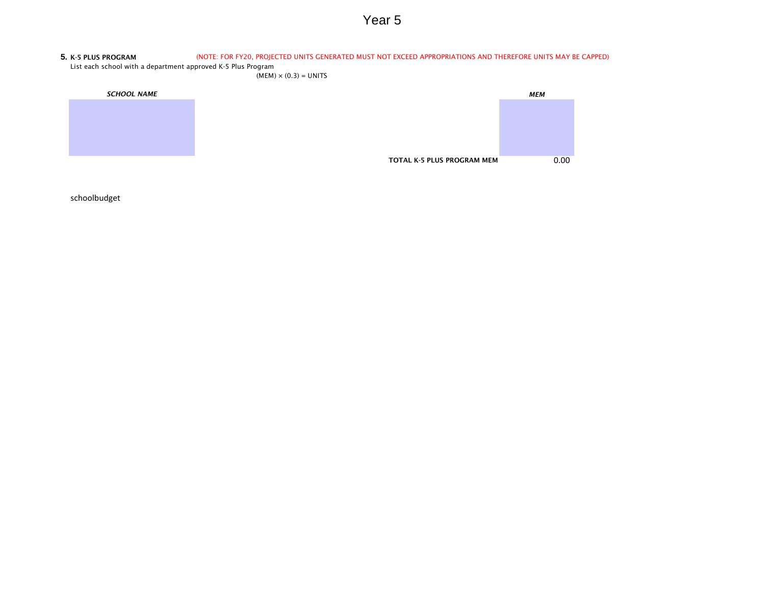# Year 5

**5. K-5 PLUS PROGRAM** (NOTE: FOR FY20, PROJECTED UNITS GENERATED MUST NOT EXCEED APPROPRIATIONS AND THEREFORE UNITS MAY BE CAPPED)

List each school with a department approved K-5 Plus Program

(MEM) × (0.3) = UNITS

| *SCHOOL NAME* | | *MEM* |
|---|---|---|
| | | |
| | **TOTAL K-5 PLUS PROGRAM MEM** | 0.00 |

schoolbudget